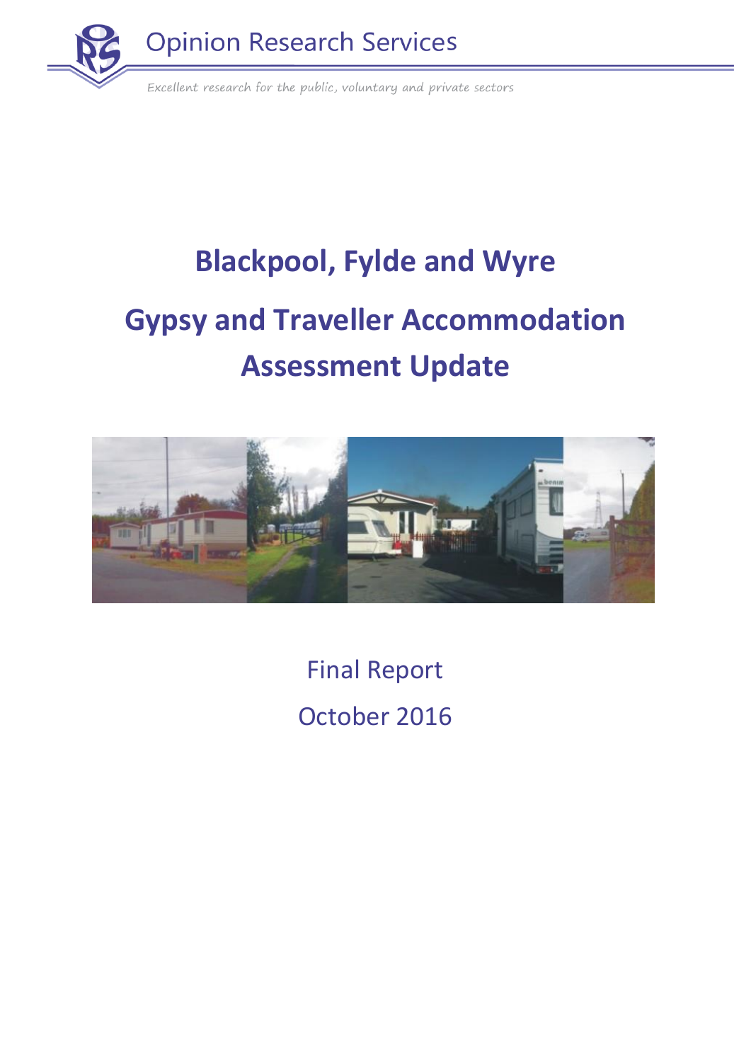Opinion Research Services

*Excellent research for the public, voluntary and private sectors*

# Blackpool, Fylde and Wyre

# Gypsy and Traveller Accommodation Assessment Update

Final Report

October 2016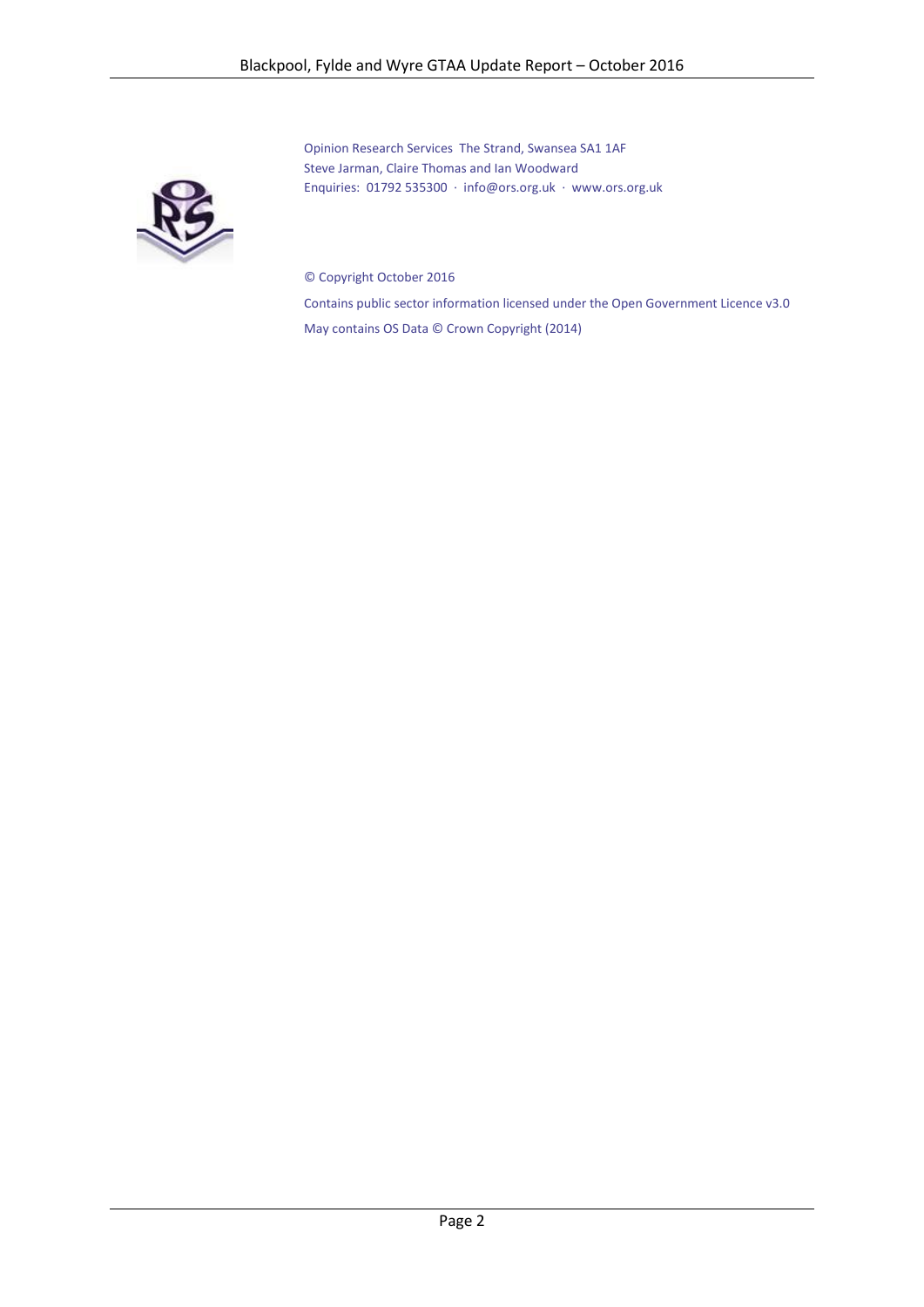Opinion Research Services The Strand, Swansea SA1 1AF
Steve Jarman, Claire Thomas and Ian Woodward
Enquiries: 01792 535300 · info@ors.org.uk · www.ors.org.uk

© Copyright October 2016

Contains public sector information licensed under the Open Government Licence v3.0

May contains OS Data © Crown Copyright (2014)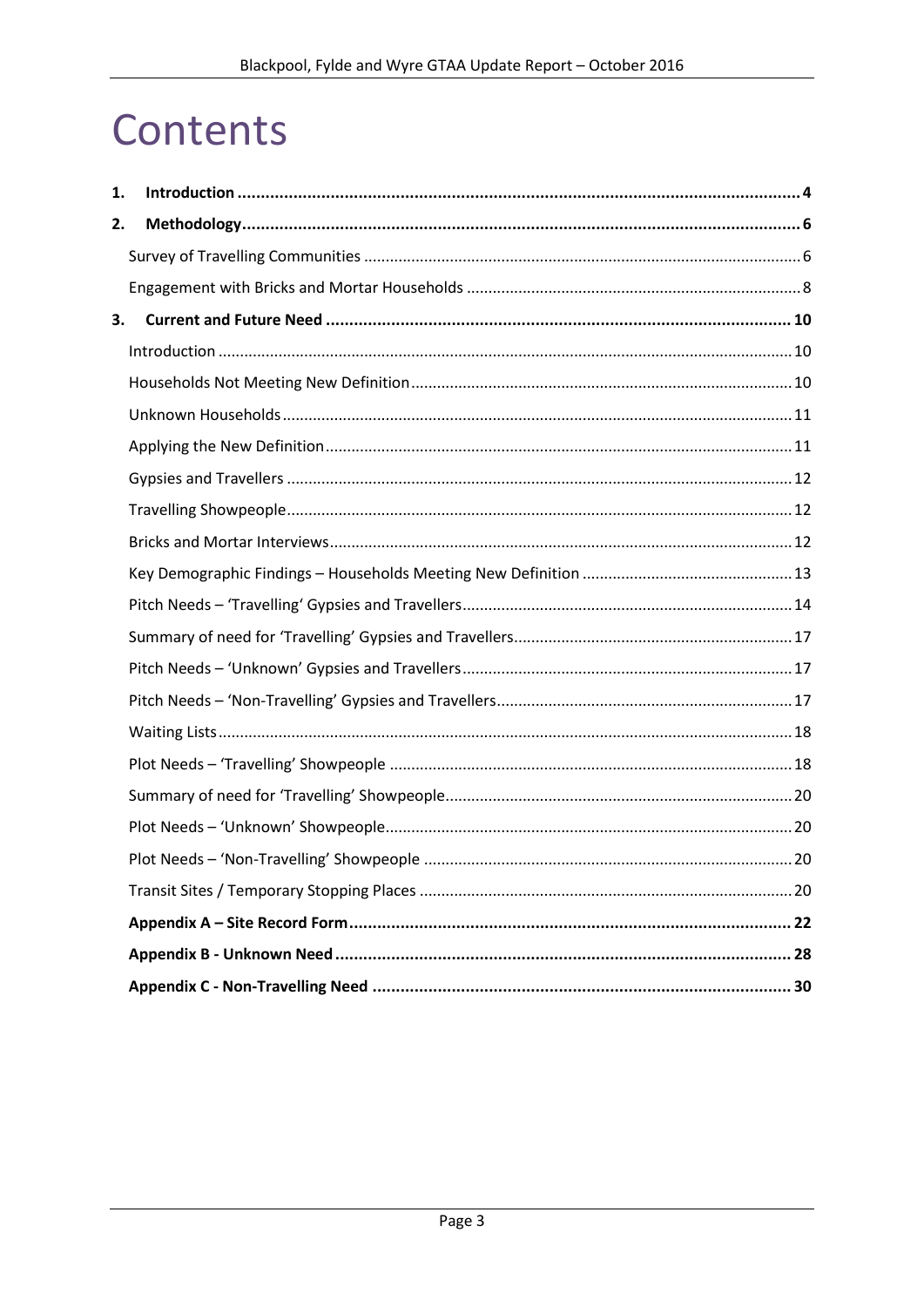# Contents

1. **Introduction** ........ 4
2. **Methodology** ........ 6
   - Survey of Travelling Communities ........ 6
   - Engagement with Bricks and Mortar Households ........ 8
3. **Current and Future Need** ........ 10
   - Introduction ........ 10
   - Households Not Meeting New Definition ........ 10
   - Unknown Households ........ 11
   - Applying the New Definition ........ 11
   - Gypsies and Travellers ........ 12
   - Travelling Showpeople ........ 12
   - Bricks and Mortar Interviews ........ 12
   - Key Demographic Findings – Households Meeting New Definition ........ 13
   - Pitch Needs – 'Travelling' Gypsies and Travellers ........ 14
   - Summary of need for 'Travelling' Gypsies and Travellers ........ 17
   - Pitch Needs – 'Unknown' Gypsies and Travellers ........ 17
   - Pitch Needs – 'Non-Travelling' Gypsies and Travellers ........ 17
   - Waiting Lists ........ 18
   - Plot Needs – 'Travelling' Showpeople ........ 18
   - Summary of need for 'Travelling' Showpeople ........ 20
   - Plot Needs – 'Unknown' Showpeople ........ 20
   - Plot Needs – 'Non-Travelling' Showpeople ........ 20
   - Transit Sites / Temporary Stopping Places ........ 20
   - **Appendix A – Site Record Form** ........ 22
   - **Appendix B - Unknown Need** ........ 28
   - **Appendix C - Non-Travelling Need** ........ 30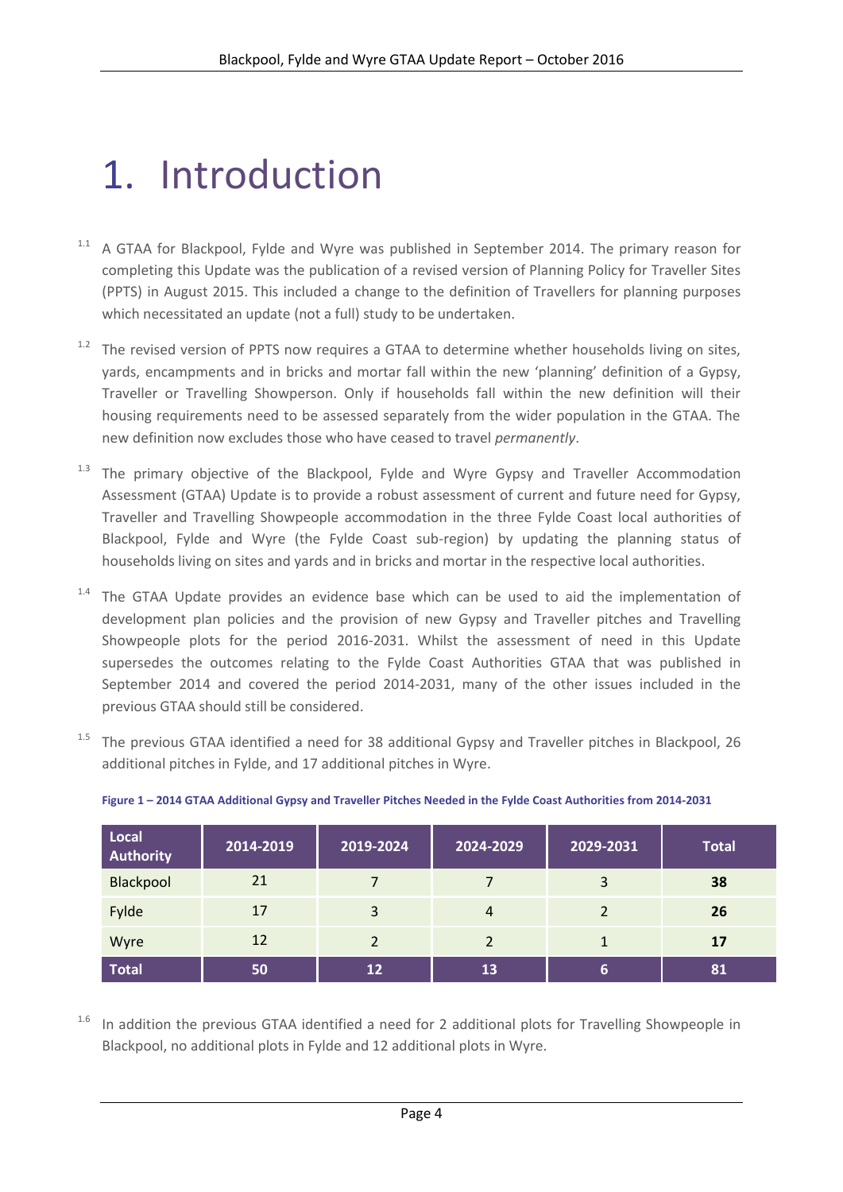# 1. Introduction

1.1 A GTAA for Blackpool, Fylde and Wyre was published in September 2014. The primary reason for completing this Update was the publication of a revised version of Planning Policy for Traveller Sites (PPTS) in August 2015. This included a change to the definition of Travellers for planning purposes which necessitated an update (not a full) study to be undertaken.

1.2 The revised version of PPTS now requires a GTAA to determine whether households living on sites, yards, encampments and in bricks and mortar fall within the new 'planning' definition of a Gypsy, Traveller or Travelling Showperson. Only if households fall within the new definition will their housing requirements need to be assessed separately from the wider population in the GTAA. The new definition now excludes those who have ceased to travel *permanently*.

1.3 The primary objective of the Blackpool, Fylde and Wyre Gypsy and Traveller Accommodation Assessment (GTAA) Update is to provide a robust assessment of current and future need for Gypsy, Traveller and Travelling Showpeople accommodation in the three Fylde Coast local authorities of Blackpool, Fylde and Wyre (the Fylde Coast sub-region) by updating the planning status of households living on sites and yards and in bricks and mortar in the respective local authorities.

1.4 The GTAA Update provides an evidence base which can be used to aid the implementation of development plan policies and the provision of new Gypsy and Traveller pitches and Travelling Showpeople plots for the period 2016-2031. Whilst the assessment of need in this Update supersedes the outcomes relating to the Fylde Coast Authorities GTAA that was published in September 2014 and covered the period 2014-2031, many of the other issues included in the previous GTAA should still be considered.

1.5 The previous GTAA identified a need for 38 additional Gypsy and Traveller pitches in Blackpool, 26 additional pitches in Fylde, and 17 additional pitches in Wyre.

**Figure 1 – 2014 GTAA Additional Gypsy and Traveller Pitches Needed in the Fylde Coast Authorities from 2014-2031**

| Local Authority | 2014-2019 | 2019-2024 | 2024-2029 | 2029-2031 | Total |
|---|---|---|---|---|---|
| Blackpool | 21 | 7 | 7 | 3 | **38** |
| Fylde | 17 | 3 | 4 | 2 | **26** |
| Wyre | 12 | 2 | 2 | 1 | **17** |
| **Total** | **50** | **12** | **13** | **6** | **81** |

1.6 In addition the previous GTAA identified a need for 2 additional plots for Travelling Showpeople in Blackpool, no additional plots in Fylde and 12 additional plots in Wyre.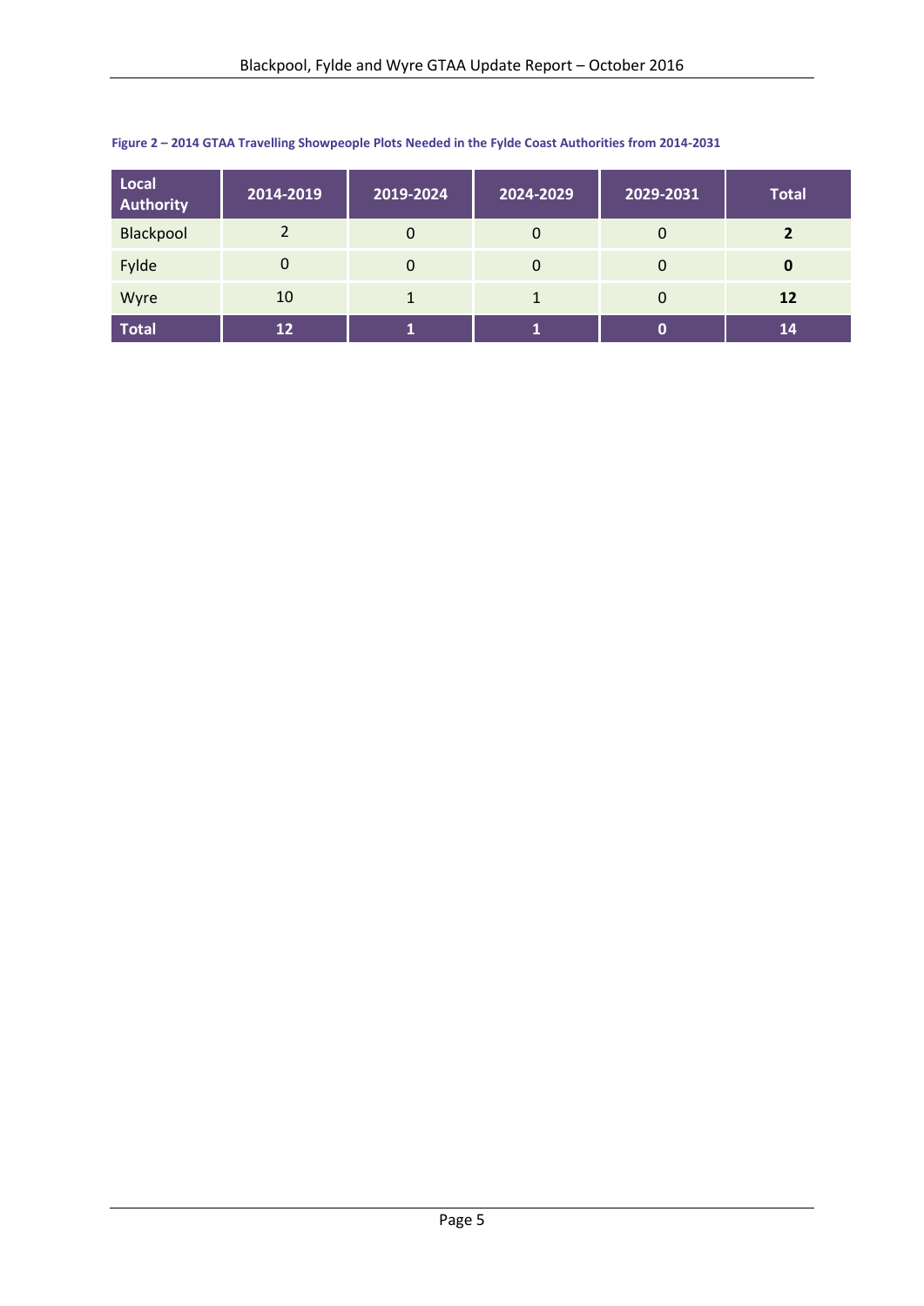**Figure 2 – 2014 GTAA Travelling Showpeople Plots Needed in the Fylde Coast Authorities from 2014-2031**

| Local Authority | 2014-2019 | 2019-2024 | 2024-2029 | 2029-2031 | Total |
|---|---|---|---|---|---|
| Blackpool | 2 | 0 | 0 | 0 | **2** |
| Fylde | 0 | 0 | 0 | 0 | **0** |
| Wyre | 10 | 1 | 1 | 0 | **12** |
| **Total** | **12** | **1** | **1** | **0** | **14** |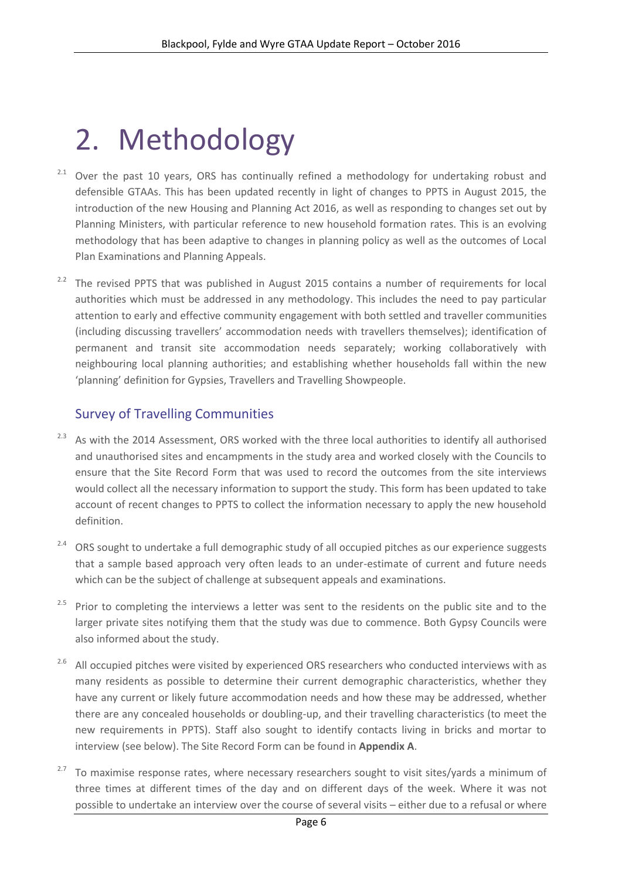# 2. Methodology

2.1 Over the past 10 years, ORS has continually refined a methodology for undertaking robust and defensible GTAAs. This has been updated recently in light of changes to PPTS in August 2015, the introduction of the new Housing and Planning Act 2016, as well as responding to changes set out by Planning Ministers, with particular reference to new household formation rates. This is an evolving methodology that has been adaptive to changes in planning policy as well as the outcomes of Local Plan Examinations and Planning Appeals.

2.2 The revised PPTS that was published in August 2015 contains a number of requirements for local authorities which must be addressed in any methodology. This includes the need to pay particular attention to early and effective community engagement with both settled and traveller communities (including discussing travellers' accommodation needs with travellers themselves); identification of permanent and transit site accommodation needs separately; working collaboratively with neighbouring local planning authorities; and establishing whether households fall within the new 'planning' definition for Gypsies, Travellers and Travelling Showpeople.

## Survey of Travelling Communities

2.3 As with the 2014 Assessment, ORS worked with the three local authorities to identify all authorised and unauthorised sites and encampments in the study area and worked closely with the Councils to ensure that the Site Record Form that was used to record the outcomes from the site interviews would collect all the necessary information to support the study. This form has been updated to take account of recent changes to PPTS to collect the information necessary to apply the new household definition.

2.4 ORS sought to undertake a full demographic study of all occupied pitches as our experience suggests that a sample based approach very often leads to an under-estimate of current and future needs which can be the subject of challenge at subsequent appeals and examinations.

2.5 Prior to completing the interviews a letter was sent to the residents on the public site and to the larger private sites notifying them that the study was due to commence. Both Gypsy Councils were also informed about the study.

2.6 All occupied pitches were visited by experienced ORS researchers who conducted interviews with as many residents as possible to determine their current demographic characteristics, whether they have any current or likely future accommodation needs and how these may be addressed, whether there are any concealed households or doubling-up, and their travelling characteristics (to meet the new requirements in PPTS). Staff also sought to identify contacts living in bricks and mortar to interview (see below). The Site Record Form can be found in **Appendix A**.

2.7 To maximise response rates, where necessary researchers sought to visit sites/yards a minimum of three times at different times of the day and on different days of the week. Where it was not possible to undertake an interview over the course of several visits – either due to a refusal or where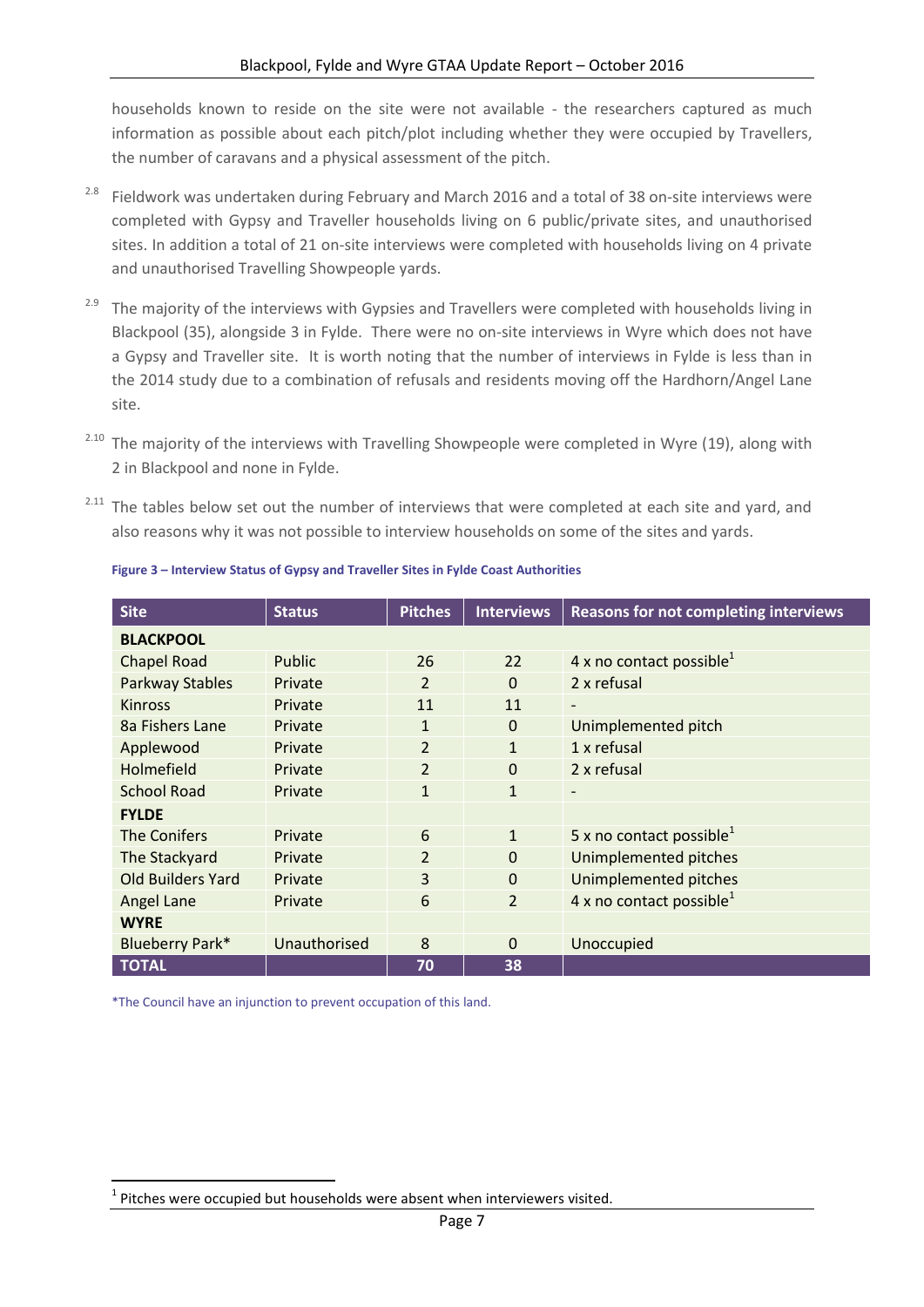households known to reside on the site were not available - the researchers captured as much information as possible about each pitch/plot including whether they were occupied by Travellers, the number of caravans and a physical assessment of the pitch.

2.8 Fieldwork was undertaken during February and March 2016 and a total of 38 on-site interviews were completed with Gypsy and Traveller households living on 6 public/private sites, and unauthorised sites. In addition a total of 21 on-site interviews were completed with households living on 4 private and unauthorised Travelling Showpeople yards.

2.9 The majority of the interviews with Gypsies and Travellers were completed with households living in Blackpool (35), alongside 3 in Fylde. There were no on-site interviews in Wyre which does not have a Gypsy and Traveller site. It is worth noting that the number of interviews in Fylde is less than in the 2014 study due to a combination of refusals and residents moving off the Hardhorn/Angel Lane site.

2.10 The majority of the interviews with Travelling Showpeople were completed in Wyre (19), along with 2 in Blackpool and none in Fylde.

2.11 The tables below set out the number of interviews that were completed at each site and yard, and also reasons why it was not possible to interview households on some of the sites and yards.

**Figure 3 – Interview Status of Gypsy and Traveller Sites in Fylde Coast Authorities**

| Site | Status | Pitches | Interviews | Reasons for not completing interviews |
|---|---|---|---|---|
| **BLACKPOOL** | | | | |
| Chapel Road | Public | 26 | 22 | 4 x no contact possible[1] |
| Parkway Stables | Private | 2 | 0 | 2 x refusal |
| Kinross | Private | 11 | 11 | - |
| 8a Fishers Lane | Private | 1 | 0 | Unimplemented pitch |
| Applewood | Private | 2 | 1 | 1 x refusal |
| Holmefield | Private | 2 | 0 | 2 x refusal |
| School Road | Private | 1 | 1 | - |
| **FYLDE** | | | | |
| The Conifers | Private | 6 | 1 | 5 x no contact possible[1] |
| The Stackyard | Private | 2 | 0 | Unimplemented pitches |
| Old Builders Yard | Private | 3 | 0 | Unimplemented pitches |
| Angel Lane | Private | 6 | 2 | 4 x no contact possible[1] |
| **WYRE** | | | | |
| Blueberry Park* | Unauthorised | 8 | 0 | Unoccupied |
| **TOTAL** | | **70** | **38** | |

*The Council have an injunction to prevent occupation of this land.

[1] Pitches were occupied but households were absent when interviewers visited.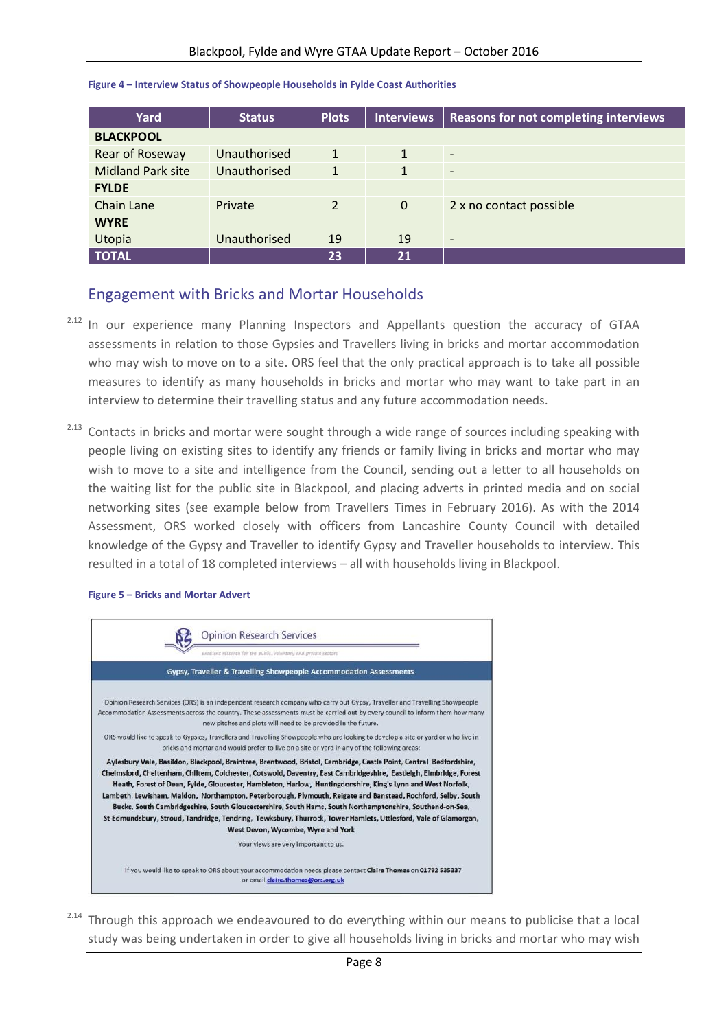**Figure 4 – Interview Status of Showpeople Households in Fylde Coast Authorities**

| Yard | Status | Plots | Interviews | Reasons for not completing interviews |
|---|---|---|---|---|
| **BLACKPOOL** | | | | |
| Rear of Roseway | Unauthorised | 1 | 1 | - |
| Midland Park site | Unauthorised | 1 | 1 | - |
| **FYLDE** | | | | |
| Chain Lane | Private | 2 | 0 | 2 x no contact possible |
| **WYRE** | | | | |
| Utopia | Unauthorised | 19 | 19 | - |
| **TOTAL** | | **23** | **21** | |

## Engagement with Bricks and Mortar Households

2.12 In our experience many Planning Inspectors and Appellants question the accuracy of GTAA assessments in relation to those Gypsies and Travellers living in bricks and mortar accommodation who may wish to move on to a site. ORS feel that the only practical approach is to take all possible measures to identify as many households in bricks and mortar who may want to take part in an interview to determine their travelling status and any future accommodation needs.

2.13 Contacts in bricks and mortar were sought through a wide range of sources including speaking with people living on existing sites to identify any friends or family living in bricks and mortar who may wish to move to a site and intelligence from the Council, sending out a letter to all households on the waiting list for the public site in Blackpool, and placing adverts in printed media and on social networking sites (see example below from Travellers Times in February 2016). As with the 2014 Assessment, ORS worked closely with officers from Lancashire County Council with detailed knowledge of the Gypsy and Traveller to identify Gypsy and Traveller households to interview. This resulted in a total of 18 completed interviews – all with households living in Blackpool.

**Figure 5 – Bricks and Mortar Advert**

Opinion Research Services

Excellent research for the public, voluntary and private sectors

Gypsy, Traveller & Travelling Showpeople Accommodation Assessments

Opinion Research Services (ORS) is an independent research company who carry out Gypsy, Traveller and Travelling Showpeople Accommodation Assessments across the country. These assessments must be carried out by every council to inform them how many new pitches and plots will need to be provided in the future.

ORS would like to speak to Gypsies, Travellers and Travelling Showpeople who are looking to develop a site or yard or who live in bricks and mortar and would prefer to live on a site or yard in any of the following areas:

**Aylesbury Vale, Basildon, Blackpool, Braintree, Brentwood, Bristol, Cambridge, Castle Point, Central Bedfordshire, Chelmsford, Cheltenham, Chiltern, Colchester, Cotswold, Daventry, East Cambridgeshire, Eastleigh, Elmbridge, Forest Heath, Forest of Dean, Fylde, Gloucester, Hambleton, Harlow, Huntingdonshire, King's Lynn and West Norfolk, Lambeth, Lewisham, Maldon, Northampton, Peterborough, Plymouth, Reigate and Banstead, Rochford, Selby, South Bucks, South Cambridgeshire, South Gloucestershire, South Hams, South Northamptonshire, Southend-on-Sea, St Edmundsbury, Stroud, Tandridge, Tendring, Tewksbury, Thurrock, Tower Hamlets, Uttlesford, Vale of Glamorgan, West Devon, Wycombe, Wyre and York**

Your views are very important to us.

If you would like to speak to ORS about your accommodation needs please contact **Claire Thomas** on **01792 535337** or email claire.thomas@ors.org.uk

2.14 Through this approach we endeavoured to do everything within our means to publicise that a local study was being undertaken in order to give all households living in bricks and mortar who may wish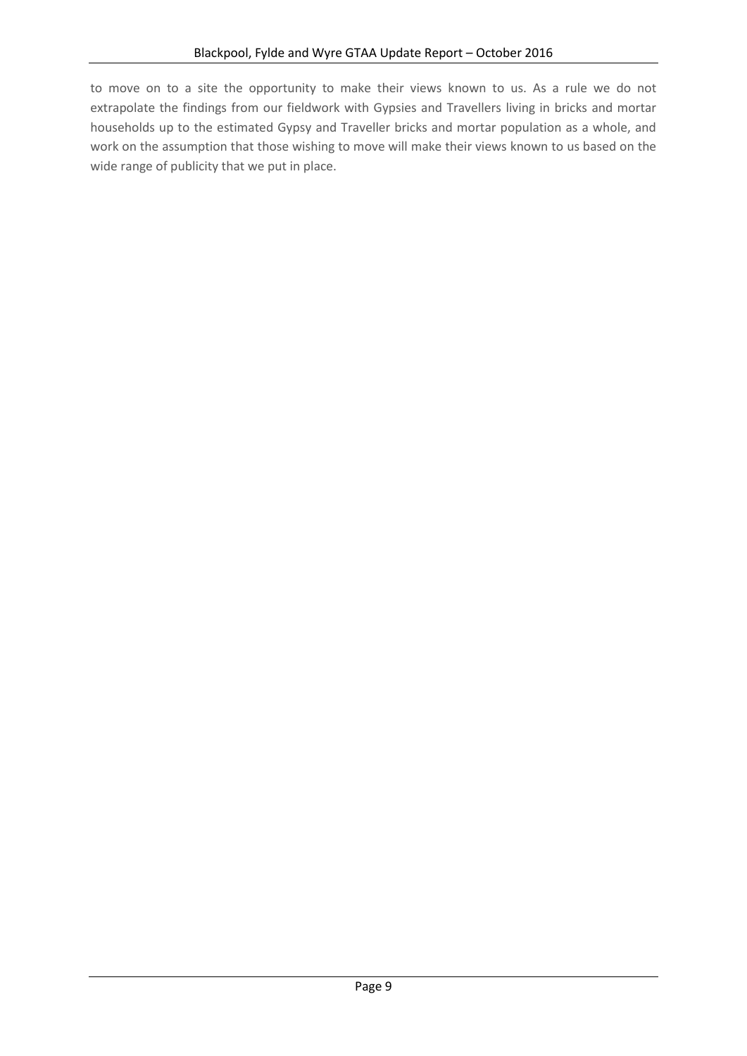to move on to a site the opportunity to make their views known to us. As a rule we do not extrapolate the findings from our fieldwork with Gypsies and Travellers living in bricks and mortar households up to the estimated Gypsy and Traveller bricks and mortar population as a whole, and work on the assumption that those wishing to move will make their views known to us based on the wide range of publicity that we put in place.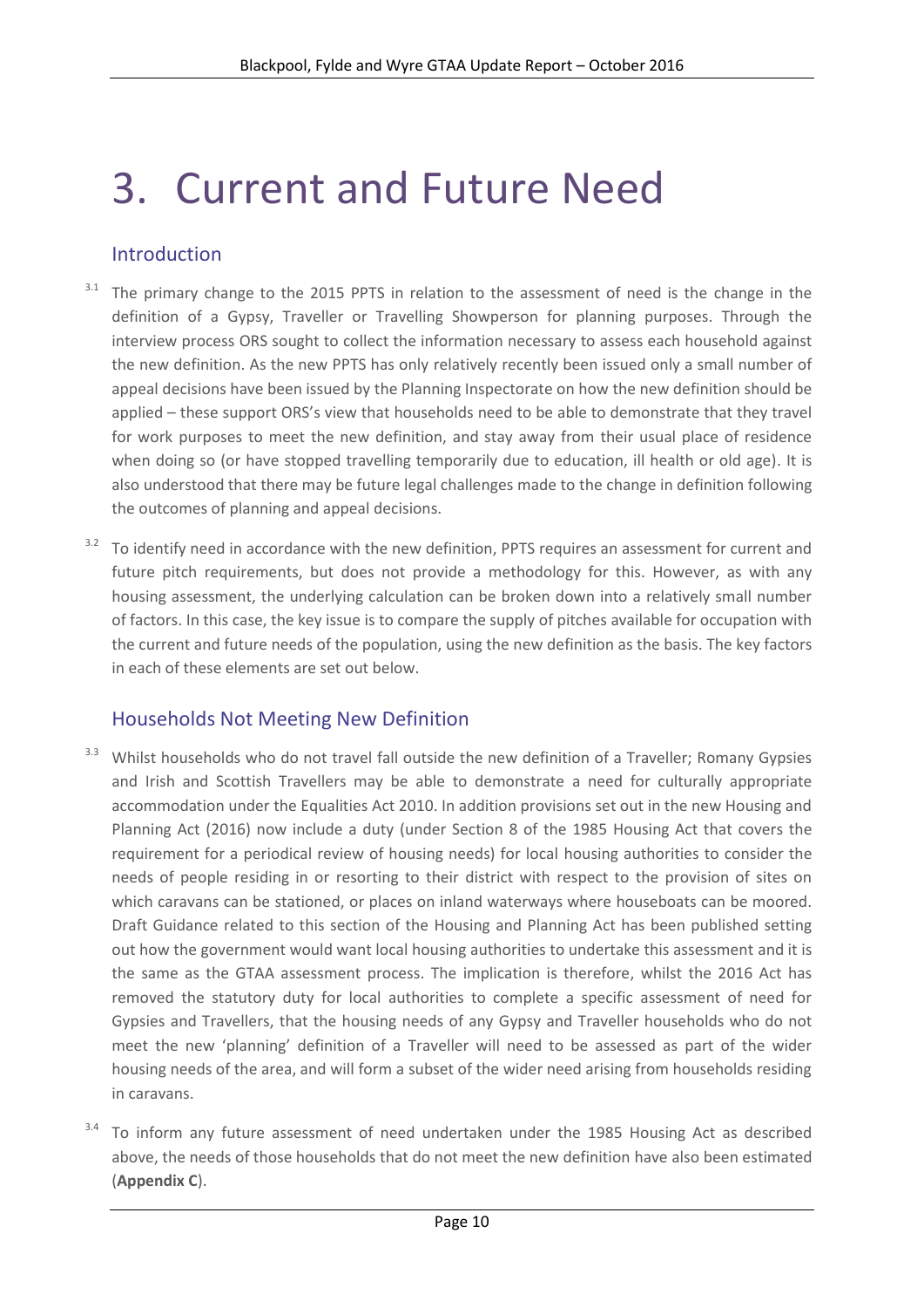# 3. Current and Future Need

## Introduction

3.1 The primary change to the 2015 PPTS in relation to the assessment of need is the change in the definition of a Gypsy, Traveller or Travelling Showperson for planning purposes. Through the interview process ORS sought to collect the information necessary to assess each household against the new definition. As the new PPTS has only relatively recently been issued only a small number of appeal decisions have been issued by the Planning Inspectorate on how the new definition should be applied – these support ORS's view that households need to be able to demonstrate that they travel for work purposes to meet the new definition, and stay away from their usual place of residence when doing so (or have stopped travelling temporarily due to education, ill health or old age). It is also understood that there may be future legal challenges made to the change in definition following the outcomes of planning and appeal decisions.

3.2 To identify need in accordance with the new definition, PPTS requires an assessment for current and future pitch requirements, but does not provide a methodology for this. However, as with any housing assessment, the underlying calculation can be broken down into a relatively small number of factors. In this case, the key issue is to compare the supply of pitches available for occupation with the current and future needs of the population, using the new definition as the basis. The key factors in each of these elements are set out below.

## Households Not Meeting New Definition

3.3 Whilst households who do not travel fall outside the new definition of a Traveller; Romany Gypsies and Irish and Scottish Travellers may be able to demonstrate a need for culturally appropriate accommodation under the Equalities Act 2010. In addition provisions set out in the new Housing and Planning Act (2016) now include a duty (under Section 8 of the 1985 Housing Act that covers the requirement for a periodical review of housing needs) for local housing authorities to consider the needs of people residing in or resorting to their district with respect to the provision of sites on which caravans can be stationed, or places on inland waterways where houseboats can be moored. Draft Guidance related to this section of the Housing and Planning Act has been published setting out how the government would want local housing authorities to undertake this assessment and it is the same as the GTAA assessment process. The implication is therefore, whilst the 2016 Act has removed the statutory duty for local authorities to complete a specific assessment of need for Gypsies and Travellers, that the housing needs of any Gypsy and Traveller households who do not meet the new 'planning' definition of a Traveller will need to be assessed as part of the wider housing needs of the area, and will form a subset of the wider need arising from households residing in caravans.

3.4 To inform any future assessment of need undertaken under the 1985 Housing Act as described above, the needs of those households that do not meet the new definition have also been estimated (**Appendix C**).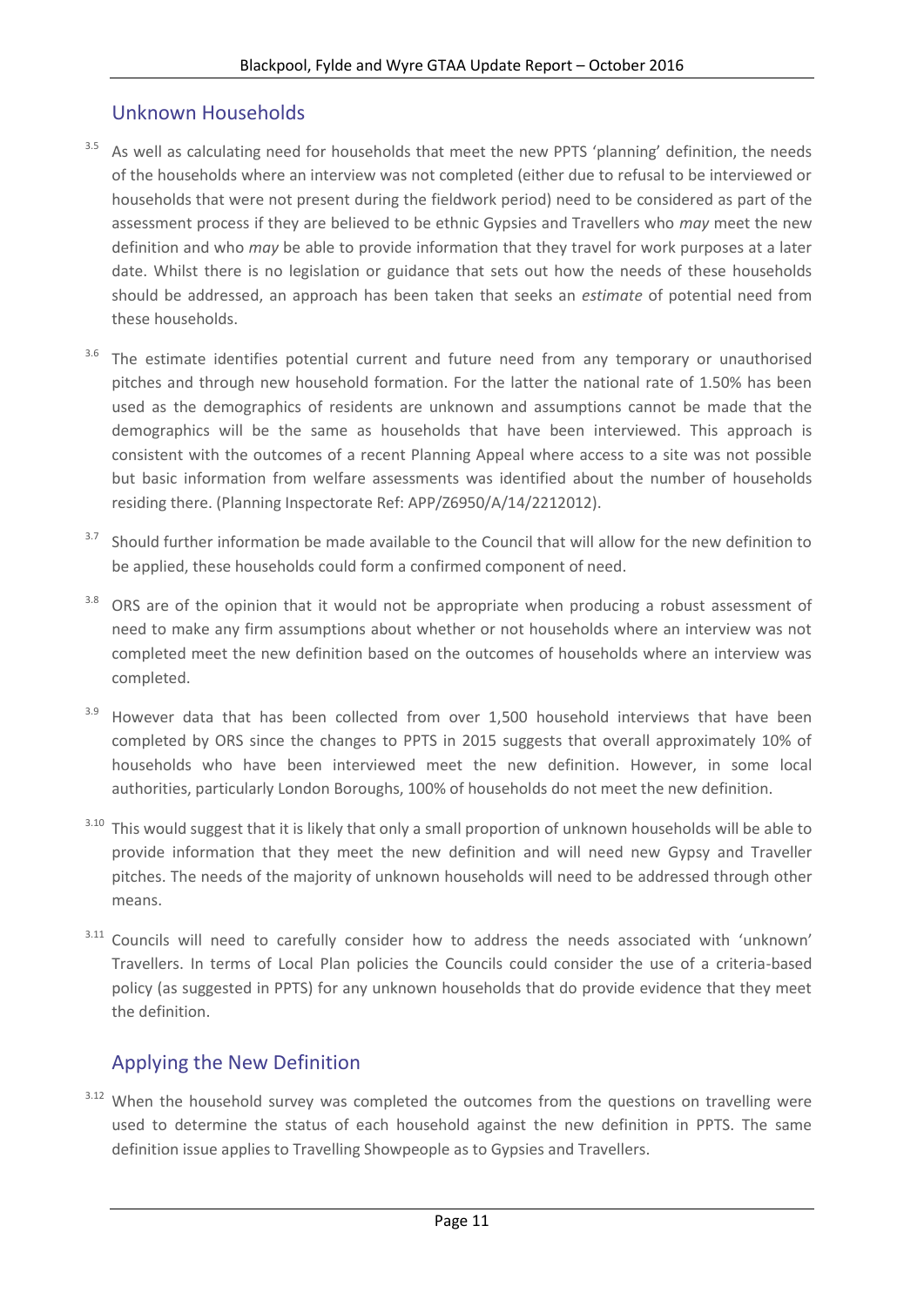## Unknown Households

3.5 As well as calculating need for households that meet the new PPTS 'planning' definition, the needs of the households where an interview was not completed (either due to refusal to be interviewed or households that were not present during the fieldwork period) need to be considered as part of the assessment process if they are believed to be ethnic Gypsies and Travellers who *may* meet the new definition and who *may* be able to provide information that they travel for work purposes at a later date. Whilst there is no legislation or guidance that sets out how the needs of these households should be addressed, an approach has been taken that seeks an *estimate* of potential need from these households.

3.6 The estimate identifies potential current and future need from any temporary or unauthorised pitches and through new household formation. For the latter the national rate of 1.50% has been used as the demographics of residents are unknown and assumptions cannot be made that the demographics will be the same as households that have been interviewed. This approach is consistent with the outcomes of a recent Planning Appeal where access to a site was not possible but basic information from welfare assessments was identified about the number of households residing there. (Planning Inspectorate Ref: APP/Z6950/A/14/2212012).

3.7 Should further information be made available to the Council that will allow for the new definition to be applied, these households could form a confirmed component of need.

3.8 ORS are of the opinion that it would not be appropriate when producing a robust assessment of need to make any firm assumptions about whether or not households where an interview was not completed meet the new definition based on the outcomes of households where an interview was completed.

3.9 However data that has been collected from over 1,500 household interviews that have been completed by ORS since the changes to PPTS in 2015 suggests that overall approximately 10% of households who have been interviewed meet the new definition. However, in some local authorities, particularly London Boroughs, 100% of households do not meet the new definition.

3.10 This would suggest that it is likely that only a small proportion of unknown households will be able to provide information that they meet the new definition and will need new Gypsy and Traveller pitches. The needs of the majority of unknown households will need to be addressed through other means.

3.11 Councils will need to carefully consider how to address the needs associated with 'unknown' Travellers. In terms of Local Plan policies the Councils could consider the use of a criteria-based policy (as suggested in PPTS) for any unknown households that do provide evidence that they meet the definition.

## Applying the New Definition

3.12 When the household survey was completed the outcomes from the questions on travelling were used to determine the status of each household against the new definition in PPTS. The same definition issue applies to Travelling Showpeople as to Gypsies and Travellers.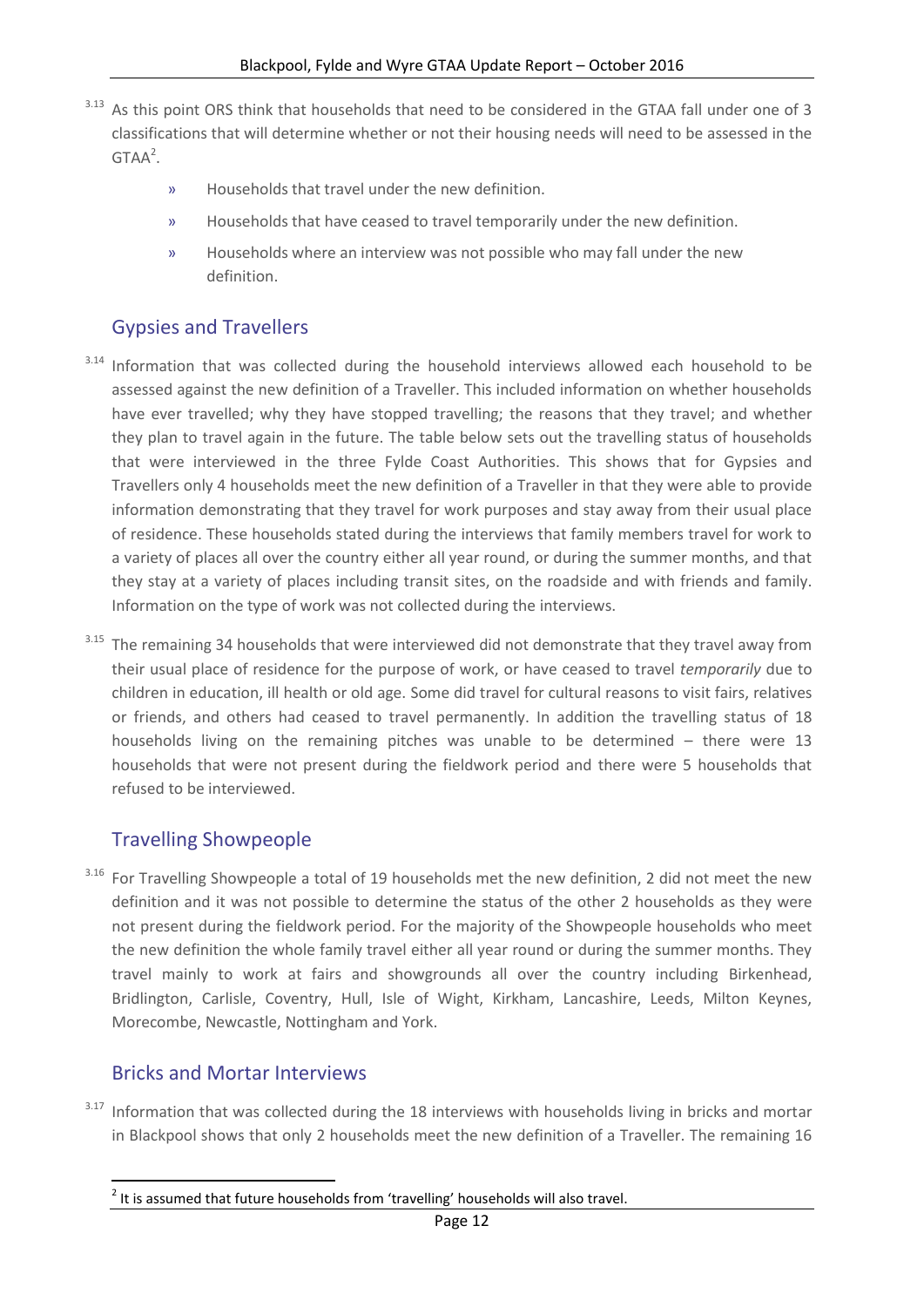3.13 As this point ORS think that households that need to be considered in the GTAA fall under one of 3 classifications that will determine whether or not their housing needs will need to be assessed in the GTAA[2].

- Households that travel under the new definition.
- Households that have ceased to travel temporarily under the new definition.
- Households where an interview was not possible who may fall under the new definition.

## Gypsies and Travellers

3.14 Information that was collected during the household interviews allowed each household to be assessed against the new definition of a Traveller. This included information on whether households have ever travelled; why they have stopped travelling; the reasons that they travel; and whether they plan to travel again in the future. The table below sets out the travelling status of households that were interviewed in the three Fylde Coast Authorities. This shows that for Gypsies and Travellers only 4 households meet the new definition of a Traveller in that they were able to provide information demonstrating that they travel for work purposes and stay away from their usual place of residence. These households stated during the interviews that family members travel for work to a variety of places all over the country either all year round, or during the summer months, and that they stay at a variety of places including transit sites, on the roadside and with friends and family. Information on the type of work was not collected during the interviews.

3.15 The remaining 34 households that were interviewed did not demonstrate that they travel away from their usual place of residence for the purpose of work, or have ceased to travel *temporarily* due to children in education, ill health or old age. Some did travel for cultural reasons to visit fairs, relatives or friends, and others had ceased to travel permanently. In addition the travelling status of 18 households living on the remaining pitches was unable to be determined – there were 13 households that were not present during the fieldwork period and there were 5 households that refused to be interviewed.

## Travelling Showpeople

3.16 For Travelling Showpeople a total of 19 households met the new definition, 2 did not meet the new definition and it was not possible to determine the status of the other 2 households as they were not present during the fieldwork period. For the majority of the Showpeople households who meet the new definition the whole family travel either all year round or during the summer months. They travel mainly to work at fairs and showgrounds all over the country including Birkenhead, Bridlington, Carlisle, Coventry, Hull, Isle of Wight, Kirkham, Lancashire, Leeds, Milton Keynes, Morecombe, Newcastle, Nottingham and York.

## Bricks and Mortar Interviews

3.17 Information that was collected during the 18 interviews with households living in bricks and mortar in Blackpool shows that only 2 households meet the new definition of a Traveller. The remaining 16

[2] It is assumed that future households from 'travelling' households will also travel.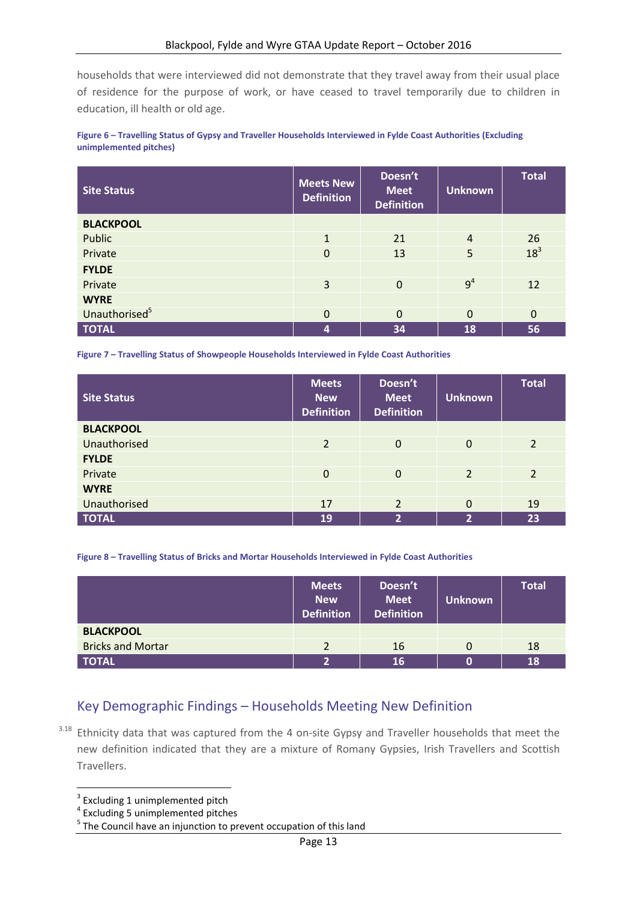households that were interviewed did not demonstrate that they travel away from their usual place of residence for the purpose of work, or have ceased to travel temporarily due to children in education, ill health or old age.

**Figure 6 – Travelling Status of Gypsy and Traveller Households Interviewed in Fylde Coast Authorities (Excluding unimplemented pitches)**

| Site Status | Meets New Definition | Doesn't Meet Definition | Unknown | Total |
|---|---|---|---|---|
| **BLACKPOOL** | | | | |
| Public | 1 | 21 | 4 | 26 |
| Private | 0 | 13 | 5 | 18[3] |
| **FYLDE** | | | | |
| Private | 3 | 0 | 9[4] | 12 |
| **WYRE** | | | | |
| Unauthorised[5] | 0 | 0 | 0 | 0 |
| **TOTAL** | **4** | **34** | **18** | **56** |

**Figure 7 – Travelling Status of Showpeople Households Interviewed in Fylde Coast Authorities**

| Site Status | Meets New Definition | Doesn't Meet Definition | Unknown | Total |
|---|---|---|---|---|
| **BLACKPOOL** | | | | |
| Unauthorised | 2 | 0 | 0 | 2 |
| **FYLDE** | | | | |
| Private | 0 | 0 | 2 | 2 |
| **WYRE** | | | | |
| Unauthorised | 17 | 2 | 0 | 19 |
| **TOTAL** | **19** | **2** | **2** | **23** |

**Figure 8 – Travelling Status of Bricks and Mortar Households Interviewed in Fylde Coast Authorities**

| | Meets New Definition | Doesn't Meet Definition | Unknown | Total |
|---|---|---|---|---|
| **BLACKPOOL** | | | | |
| Bricks and Mortar | 2 | 16 | 0 | 18 |
| **TOTAL** | **2** | **16** | **0** | **18** |

## Key Demographic Findings – Households Meeting New Definition

3.18 Ethnicity data that was captured from the 4 on-site Gypsy and Traveller households that meet the new definition indicated that they are a mixture of Romany Gypsies, Irish Travellers and Scottish Travellers.

[3] Excluding 1 unimplemented pitch

[4] Excluding 5 unimplemented pitches

[5] The Council have an injunction to prevent occupation of this land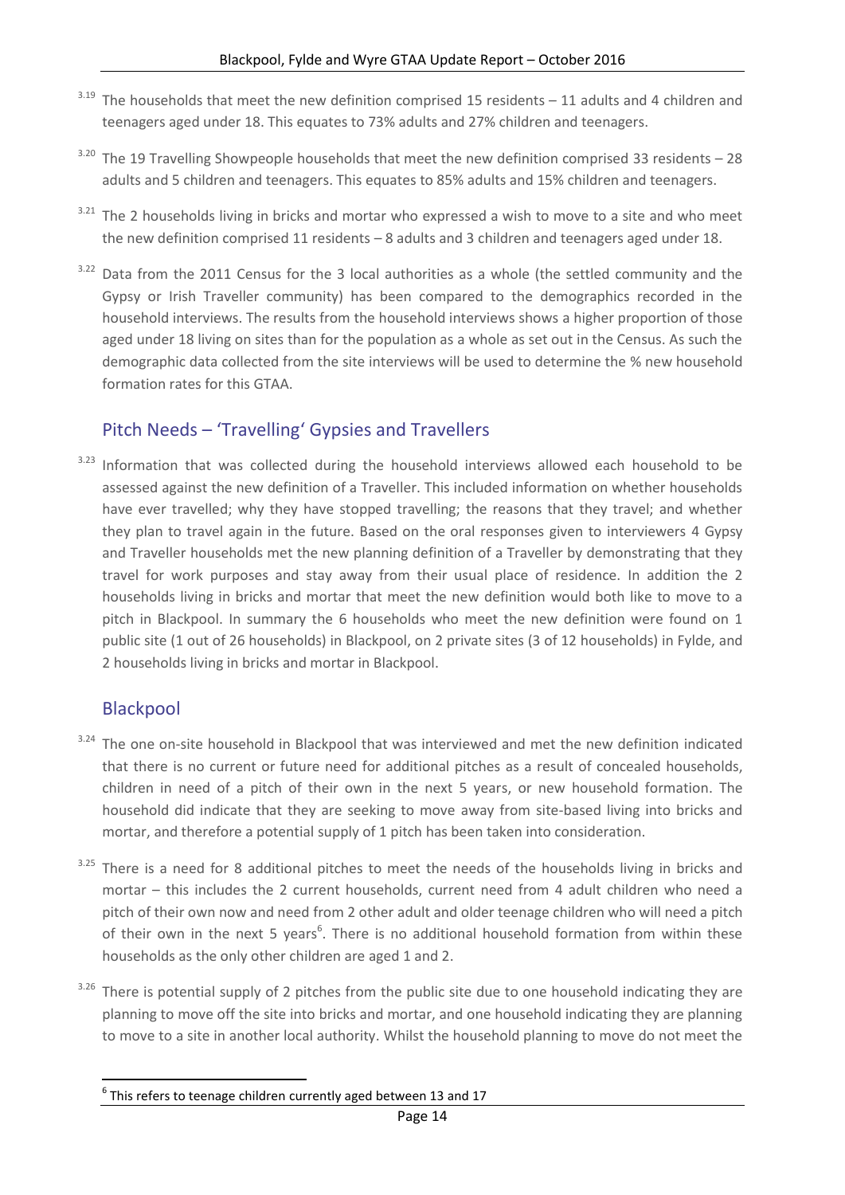3.19 The households that meet the new definition comprised 15 residents – 11 adults and 4 children and teenagers aged under 18. This equates to 73% adults and 27% children and teenagers.

3.20 The 19 Travelling Showpeople households that meet the new definition comprised 33 residents – 28 adults and 5 children and teenagers. This equates to 85% adults and 15% children and teenagers.

3.21 The 2 households living in bricks and mortar who expressed a wish to move to a site and who meet the new definition comprised 11 residents – 8 adults and 3 children and teenagers aged under 18.

3.22 Data from the 2011 Census for the 3 local authorities as a whole (the settled community and the Gypsy or Irish Traveller community) has been compared to the demographics recorded in the household interviews. The results from the household interviews shows a higher proportion of those aged under 18 living on sites than for the population as a whole as set out in the Census. As such the demographic data collected from the site interviews will be used to determine the % new household formation rates for this GTAA.

## Pitch Needs – 'Travelling' Gypsies and Travellers

3.23 Information that was collected during the household interviews allowed each household to be assessed against the new definition of a Traveller. This included information on whether households have ever travelled; why they have stopped travelling; the reasons that they travel; and whether they plan to travel again in the future. Based on the oral responses given to interviewers 4 Gypsy and Traveller households met the new planning definition of a Traveller by demonstrating that they travel for work purposes and stay away from their usual place of residence. In addition the 2 households living in bricks and mortar that meet the new definition would both like to move to a pitch in Blackpool. In summary the 6 households who meet the new definition were found on 1 public site (1 out of 26 households) in Blackpool, on 2 private sites (3 of 12 households) in Fylde, and 2 households living in bricks and mortar in Blackpool.

## Blackpool

3.24 The one on-site household in Blackpool that was interviewed and met the new definition indicated that there is no current or future need for additional pitches as a result of concealed households, children in need of a pitch of their own in the next 5 years, or new household formation. The household did indicate that they are seeking to move away from site-based living into bricks and mortar, and therefore a potential supply of 1 pitch has been taken into consideration.

3.25 There is a need for 8 additional pitches to meet the needs of the households living in bricks and mortar – this includes the 2 current households, current need from 4 adult children who need a pitch of their own now and need from 2 other adult and older teenage children who will need a pitch of their own in the next 5 years[6]. There is no additional household formation from within these households as the only other children are aged 1 and 2.

3.26 There is potential supply of 2 pitches from the public site due to one household indicating they are planning to move off the site into bricks and mortar, and one household indicating they are planning to move to a site in another local authority. Whilst the household planning to move do not meet the

[6] This refers to teenage children currently aged between 13 and 17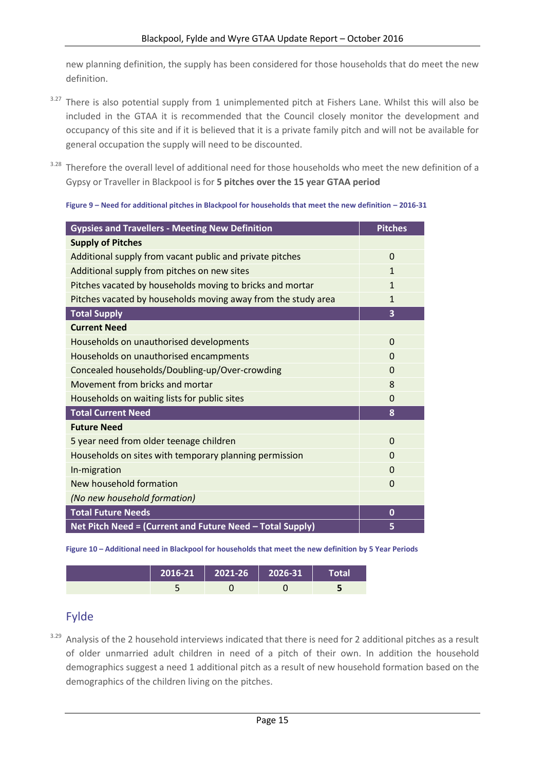new planning definition, the supply has been considered for those households that do meet the new definition.

3.27 There is also potential supply from 1 unimplemented pitch at Fishers Lane. Whilst this will also be included in the GTAA it is recommended that the Council closely monitor the development and occupancy of this site and if it is believed that it is a private family pitch and will not be available for general occupation the supply will need to be discounted.

3.28 Therefore the overall level of additional need for those households who meet the new definition of a Gypsy or Traveller in Blackpool is for **5 pitches over the 15 year GTAA period**

**Figure 9 – Need for additional pitches in Blackpool for households that meet the new definition – 2016-31**

| Gypsies and Travellers - Meeting New Definition | Pitches |
|---|---|
| **Supply of Pitches** | |
| Additional supply from vacant public and private pitches | 0 |
| Additional supply from pitches on new sites | 1 |
| Pitches vacated by households moving to bricks and mortar | 1 |
| Pitches vacated by households moving away from the study area | 1 |
| **Total Supply** | **3** |
| **Current Need** | |
| Households on unauthorised developments | 0 |
| Households on unauthorised encampments | 0 |
| Concealed households/Doubling-up/Over-crowding | 0 |
| Movement from bricks and mortar | 8 |
| Households on waiting lists for public sites | 0 |
| **Total Current Need** | **8** |
| **Future Need** | |
| 5 year need from older teenage children | 0 |
| Households on sites with temporary planning permission | 0 |
| In-migration | 0 |
| New household formation | 0 |
| *(No new household formation)* | |
| **Total Future Needs** | **0** |
| **Net Pitch Need = (Current and Future Need – Total Supply)** | **5** |

**Figure 10 – Additional need in Blackpool for households that meet the new definition by 5 Year Periods**

| | 2016-21 | 2021-26 | 2026-31 | Total |
|---|---|---|---|---|
| | 5 | 0 | 0 | **5** |

## Fylde

3.29 Analysis of the 2 household interviews indicated that there is need for 2 additional pitches as a result of older unmarried adult children in need of a pitch of their own. In addition the household demographics suggest a need 1 additional pitch as a result of new household formation based on the demographics of the children living on the pitches.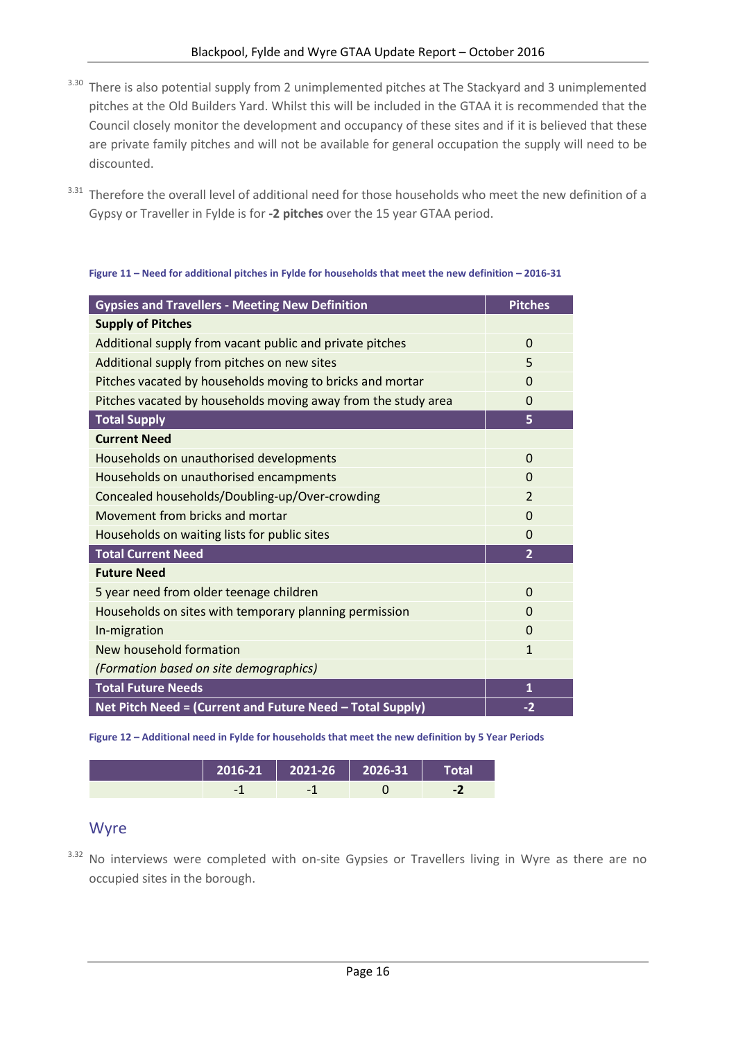3.30 There is also potential supply from 2 unimplemented pitches at The Stackyard and 3 unimplemented pitches at the Old Builders Yard. Whilst this will be included in the GTAA it is recommended that the Council closely monitor the development and occupancy of these sites and if it is believed that these are private family pitches and will not be available for general occupation the supply will need to be discounted.

3.31 Therefore the overall level of additional need for those households who meet the new definition of a Gypsy or Traveller in Fylde is for **-2 pitches** over the 15 year GTAA period.

**Figure 11 – Need for additional pitches in Fylde for households that meet the new definition – 2016-31**

| Gypsies and Travellers - Meeting New Definition | Pitches |
|---|---|
| **Supply of Pitches** | |
| Additional supply from vacant public and private pitches | 0 |
| Additional supply from pitches on new sites | 5 |
| Pitches vacated by households moving to bricks and mortar | 0 |
| Pitches vacated by households moving away from the study area | 0 |
| **Total Supply** | **5** |
| **Current Need** | |
| Households on unauthorised developments | 0 |
| Households on unauthorised encampments | 0 |
| Concealed households/Doubling-up/Over-crowding | 2 |
| Movement from bricks and mortar | 0 |
| Households on waiting lists for public sites | 0 |
| **Total Current Need** | **2** |
| **Future Need** | |
| 5 year need from older teenage children | 0 |
| Households on sites with temporary planning permission | 0 |
| In-migration | 0 |
| New household formation | 1 |
| *(Formation based on site demographics)* | |
| **Total Future Needs** | **1** |
| **Net Pitch Need = (Current and Future Need – Total Supply)** | **-2** |

**Figure 12 – Additional need in Fylde for households that meet the new definition by 5 Year Periods**

| | 2016-21 | 2021-26 | 2026-31 | Total |
|---|---|---|---|---|
| | -1 | -1 | 0 | **-2** |

## Wyre

3.32 No interviews were completed with on-site Gypsies or Travellers living in Wyre as there are no occupied sites in the borough.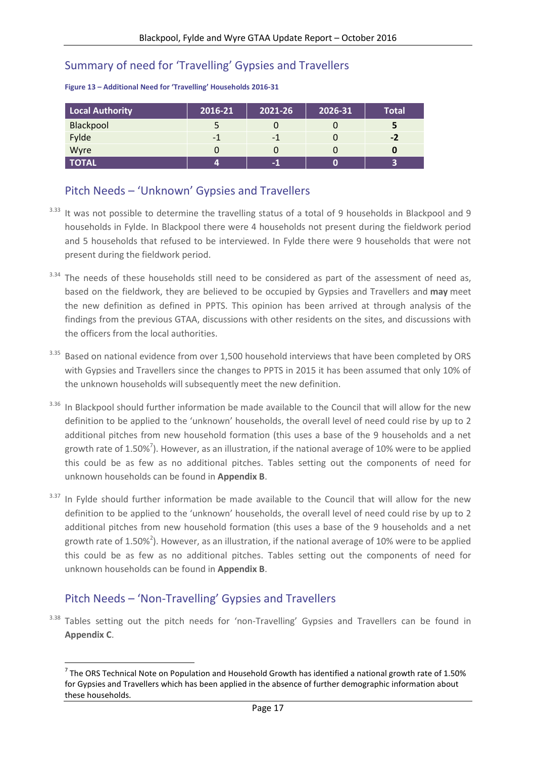## Summary of need for 'Travelling' Gypsies and Travellers

**Figure 13 – Additional Need for 'Travelling' Households 2016-31**

| Local Authority | 2016-21 | 2021-26 | 2026-31 | Total |
|---|---|---|---|---|
| Blackpool | 5 | 0 | 0 | **5** |
| Fylde | -1 | -1 | 0 | **-2** |
| Wyre | 0 | 0 | 0 | **0** |
| **TOTAL** | **4** | **-1** | **0** | **3** |

## Pitch Needs – 'Unknown' Gypsies and Travellers

3.33 It was not possible to determine the travelling status of a total of 9 households in Blackpool and 9 households in Fylde. In Blackpool there were 4 households not present during the fieldwork period and 5 households that refused to be interviewed. In Fylde there were 9 households that were not present during the fieldwork period.

3.34 The needs of these households still need to be considered as part of the assessment of need as, based on the fieldwork, they are believed to be occupied by Gypsies and Travellers and **may** meet the new definition as defined in PPTS. This opinion has been arrived at through analysis of the findings from the previous GTAA, discussions with other residents on the sites, and discussions with the officers from the local authorities.

3.35 Based on national evidence from over 1,500 household interviews that have been completed by ORS with Gypsies and Travellers since the changes to PPTS in 2015 it has been assumed that only 10% of the unknown households will subsequently meet the new definition.

3.36 In Blackpool should further information be made available to the Council that will allow for the new definition to be applied to the 'unknown' households, the overall level of need could rise by up to 2 additional pitches from new household formation (this uses a base of the 9 households and a net growth rate of 1.50%[7]). However, as an illustration, if the national average of 10% were to be applied this could be as few as no additional pitches. Tables setting out the components of need for unknown households can be found in **Appendix B**.

3.37 In Fylde should further information be made available to the Council that will allow for the new definition to be applied to the 'unknown' households, the overall level of need could rise by up to 2 additional pitches from new household formation (this uses a base of the 9 households and a net growth rate of 1.50%[2]). However, as an illustration, if the national average of 10% were to be applied this could be as few as no additional pitches. Tables setting out the components of need for unknown households can be found in **Appendix B**.

## Pitch Needs – 'Non-Travelling' Gypsies and Travellers

3.38 Tables setting out the pitch needs for 'non-Travelling' Gypsies and Travellers can be found in **Appendix C**.

[7] The ORS Technical Note on Population and Household Growth has identified a national growth rate of 1.50% for Gypsies and Travellers which has been applied in the absence of further demographic information about these households.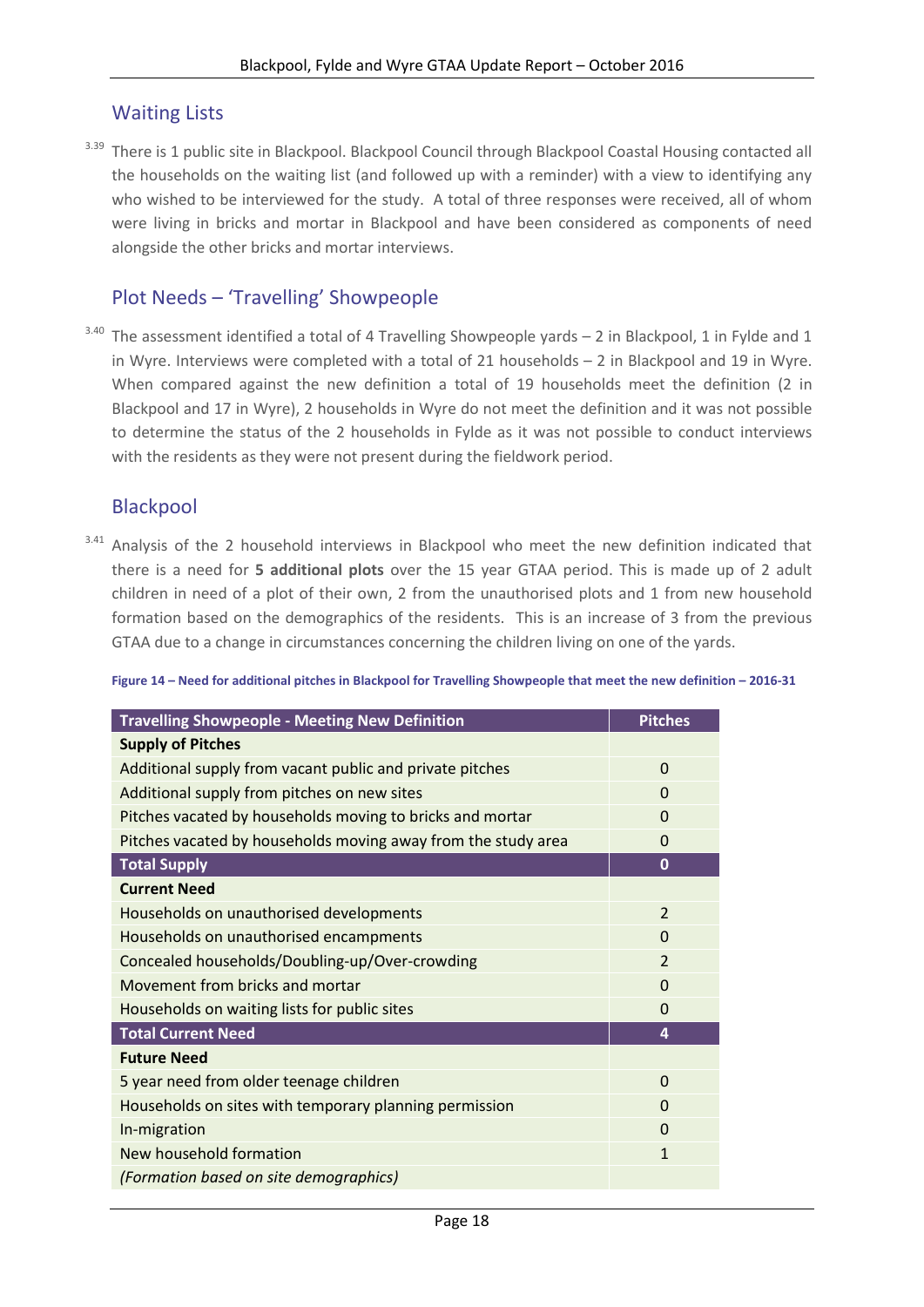## Waiting Lists

3.39 There is 1 public site in Blackpool. Blackpool Council through Blackpool Coastal Housing contacted all the households on the waiting list (and followed up with a reminder) with a view to identifying any who wished to be interviewed for the study. A total of three responses were received, all of whom were living in bricks and mortar in Blackpool and have been considered as components of need alongside the other bricks and mortar interviews.

## Plot Needs – 'Travelling' Showpeople

3.40 The assessment identified a total of 4 Travelling Showpeople yards – 2 in Blackpool, 1 in Fylde and 1 in Wyre. Interviews were completed with a total of 21 households – 2 in Blackpool and 19 in Wyre. When compared against the new definition a total of 19 households meet the definition (2 in Blackpool and 17 in Wyre), 2 households in Wyre do not meet the definition and it was not possible to determine the status of the 2 households in Fylde as it was not possible to conduct interviews with the residents as they were not present during the fieldwork period.

## Blackpool

3.41 Analysis of the 2 household interviews in Blackpool who meet the new definition indicated that there is a need for **5 additional plots** over the 15 year GTAA period. This is made up of 2 adult children in need of a plot of their own, 2 from the unauthorised plots and 1 from new household formation based on the demographics of the residents. This is an increase of 3 from the previous GTAA due to a change in circumstances concerning the children living on one of the yards.

**Figure 14 – Need for additional pitches in Blackpool for Travelling Showpeople that meet the new definition – 2016-31**

| Travelling Showpeople - Meeting New Definition | Pitches |
|---|---|
| **Supply of Pitches** | |
| Additional supply from vacant public and private pitches | 0 |
| Additional supply from pitches on new sites | 0 |
| Pitches vacated by households moving to bricks and mortar | 0 |
| Pitches vacated by households moving away from the study area | 0 |
| **Total Supply** | **0** |
| **Current Need** | |
| Households on unauthorised developments | 2 |
| Households on unauthorised encampments | 0 |
| Concealed households/Doubling-up/Over-crowding | 2 |
| Movement from bricks and mortar | 0 |
| Households on waiting lists for public sites | 0 |
| **Total Current Need** | **4** |
| **Future Need** | |
| 5 year need from older teenage children | 0 |
| Households on sites with temporary planning permission | 0 |
| In-migration | 0 |
| New household formation | 1 |
| *(Formation based on site demographics)* | |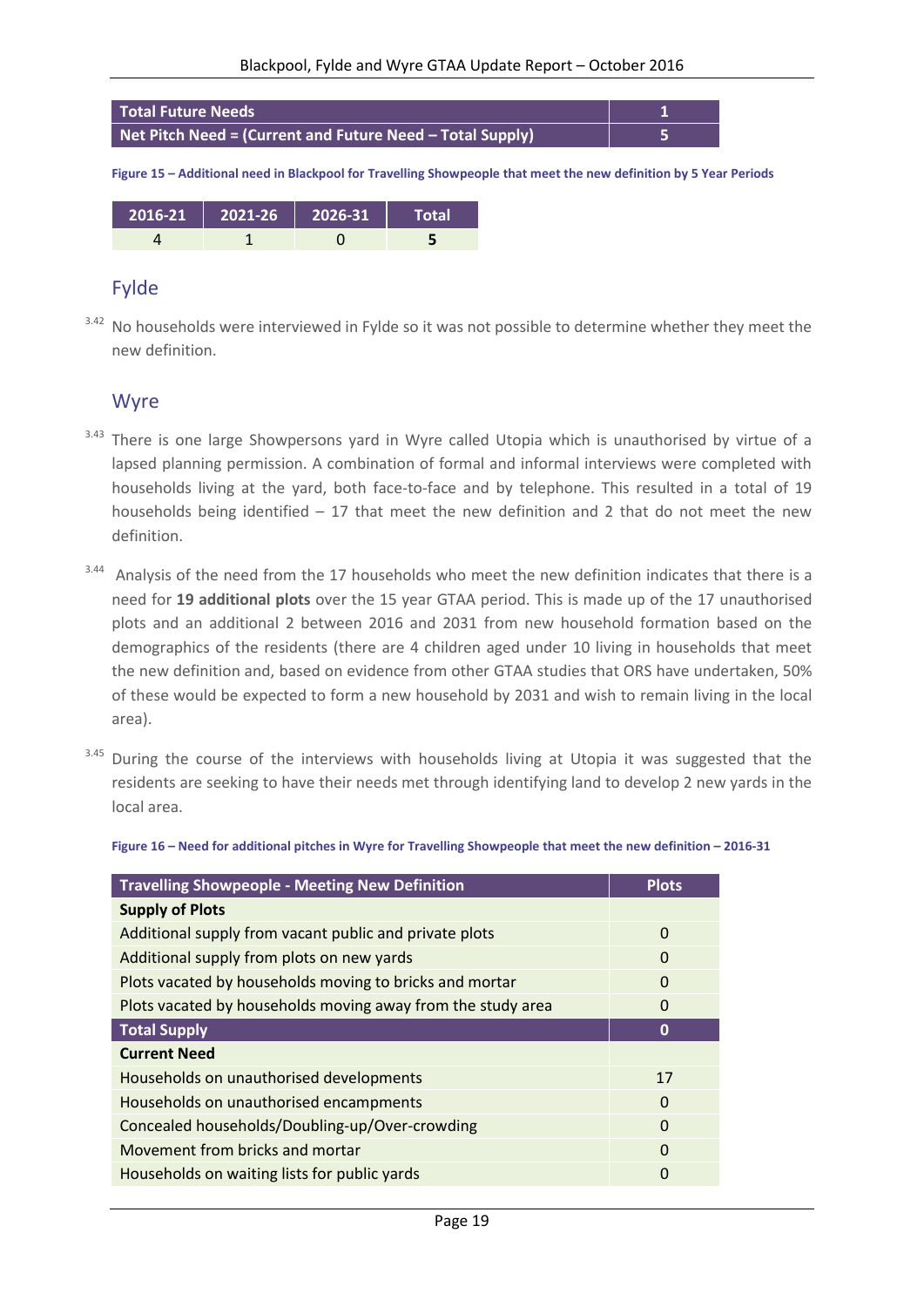| Total Future Needs | 1 |
|---|---|
| Net Pitch Need = (Current and Future Need – Total Supply) | 5 |

Figure 15 – Additional need in Blackpool for Travelling Showpeople that meet the new definition by 5 Year Periods

| 2016-21 | 2021-26 | 2026-31 | Total |
|---|---|---|---|
| 4 | 1 | 0 | **5** |

## Fylde

3.42 No households were interviewed in Fylde so it was not possible to determine whether they meet the new definition.

## Wyre

3.43 There is one large Showpersons yard in Wyre called Utopia which is unauthorised by virtue of a lapsed planning permission. A combination of formal and informal interviews were completed with households living at the yard, both face-to-face and by telephone. This resulted in a total of 19 households being identified – 17 that meet the new definition and 2 that do not meet the new definition.

3.44 Analysis of the need from the 17 households who meet the new definition indicates that there is a need for **19 additional plots** over the 15 year GTAA period. This is made up of the 17 unauthorised plots and an additional 2 between 2016 and 2031 from new household formation based on the demographics of the residents (there are 4 children aged under 10 living in households that meet the new definition and, based on evidence from other GTAA studies that ORS have undertaken, 50% of these would be expected to form a new household by 2031 and wish to remain living in the local area).

3.45 During the course of the interviews with households living at Utopia it was suggested that the residents are seeking to have their needs met through identifying land to develop 2 new yards in the local area.

Figure 16 – Need for additional pitches in Wyre for Travelling Showpeople that meet the new definition – 2016-31

| Travelling Showpeople - Meeting New Definition | Plots |
|---|---|
| **Supply of Plots** | |
| Additional supply from vacant public and private plots | 0 |
| Additional supply from plots on new yards | 0 |
| Plots vacated by households moving to bricks and mortar | 0 |
| Plots vacated by households moving away from the study area | 0 |
| **Total Supply** | **0** |
| **Current Need** | |
| Households on unauthorised developments | 17 |
| Households on unauthorised encampments | 0 |
| Concealed households/Doubling-up/Over-crowding | 0 |
| Movement from bricks and mortar | 0 |
| Households on waiting lists for public yards | 0 |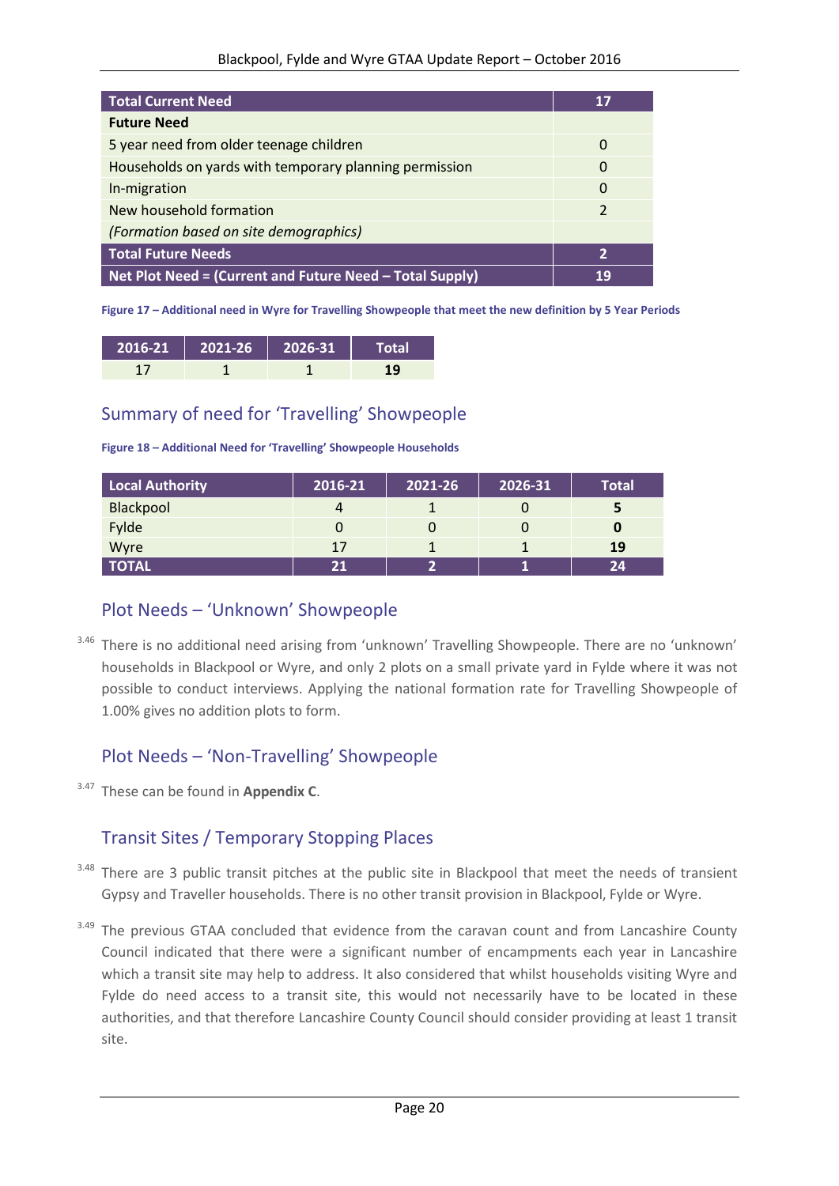| Total Current Need | 17 |
|---|---|
| **Future Need** | |
| 5 year need from older teenage children | 0 |
| Households on yards with temporary planning permission | 0 |
| In-migration | 0 |
| New household formation | 2 |
| *(Formation based on site demographics)* | |
| **Total Future Needs** | **2** |
| **Net Plot Need = (Current and Future Need – Total Supply)** | **19** |

**Figure 17 – Additional need in Wyre for Travelling Showpeople that meet the new definition by 5 Year Periods**

| 2016-21 | 2021-26 | 2026-31 | Total |
|---|---|---|---|
| 17 | 1 | 1 | **19** |

## Summary of need for 'Travelling' Showpeople

**Figure 18 – Additional Need for 'Travelling' Showpeople Households**

| Local Authority | 2016-21 | 2021-26 | 2026-31 | Total |
|---|---|---|---|---|
| Blackpool | 4 | 1 | 0 | **5** |
| Fylde | 0 | 0 | 0 | **0** |
| Wyre | 17 | 1 | 1 | **19** |
| **TOTAL** | **21** | **2** | **1** | **24** |

## Plot Needs – 'Unknown' Showpeople

3.46 There is no additional need arising from 'unknown' Travelling Showpeople. There are no 'unknown' households in Blackpool or Wyre, and only 2 plots on a small private yard in Fylde where it was not possible to conduct interviews. Applying the national formation rate for Travelling Showpeople of 1.00% gives no addition plots to form.

## Plot Needs – 'Non-Travelling' Showpeople

3.47 These can be found in **Appendix C**.

## Transit Sites / Temporary Stopping Places

3.48 There are 3 public transit pitches at the public site in Blackpool that meet the needs of transient Gypsy and Traveller households. There is no other transit provision in Blackpool, Fylde or Wyre.

3.49 The previous GTAA concluded that evidence from the caravan count and from Lancashire County Council indicated that there were a significant number of encampments each year in Lancashire which a transit site may help to address. It also considered that whilst households visiting Wyre and Fylde do need access to a transit site, this would not necessarily have to be located in these authorities, and that therefore Lancashire County Council should consider providing at least 1 transit site.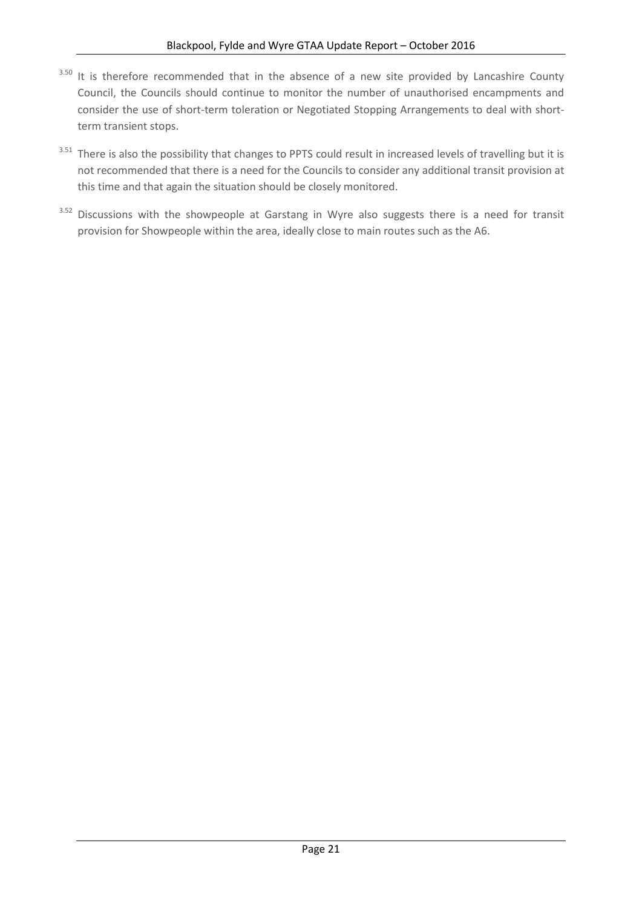3.50 It is therefore recommended that in the absence of a new site provided by Lancashire County Council, the Councils should continue to monitor the number of unauthorised encampments and consider the use of short-term toleration or Negotiated Stopping Arrangements to deal with short-term transient stops.

3.51 There is also the possibility that changes to PPTS could result in increased levels of travelling but it is not recommended that there is a need for the Councils to consider any additional transit provision at this time and that again the situation should be closely monitored.

3.52 Discussions with the showpeople at Garstang in Wyre also suggests there is a need for transit provision for Showpeople within the area, ideally close to main routes such as the A6.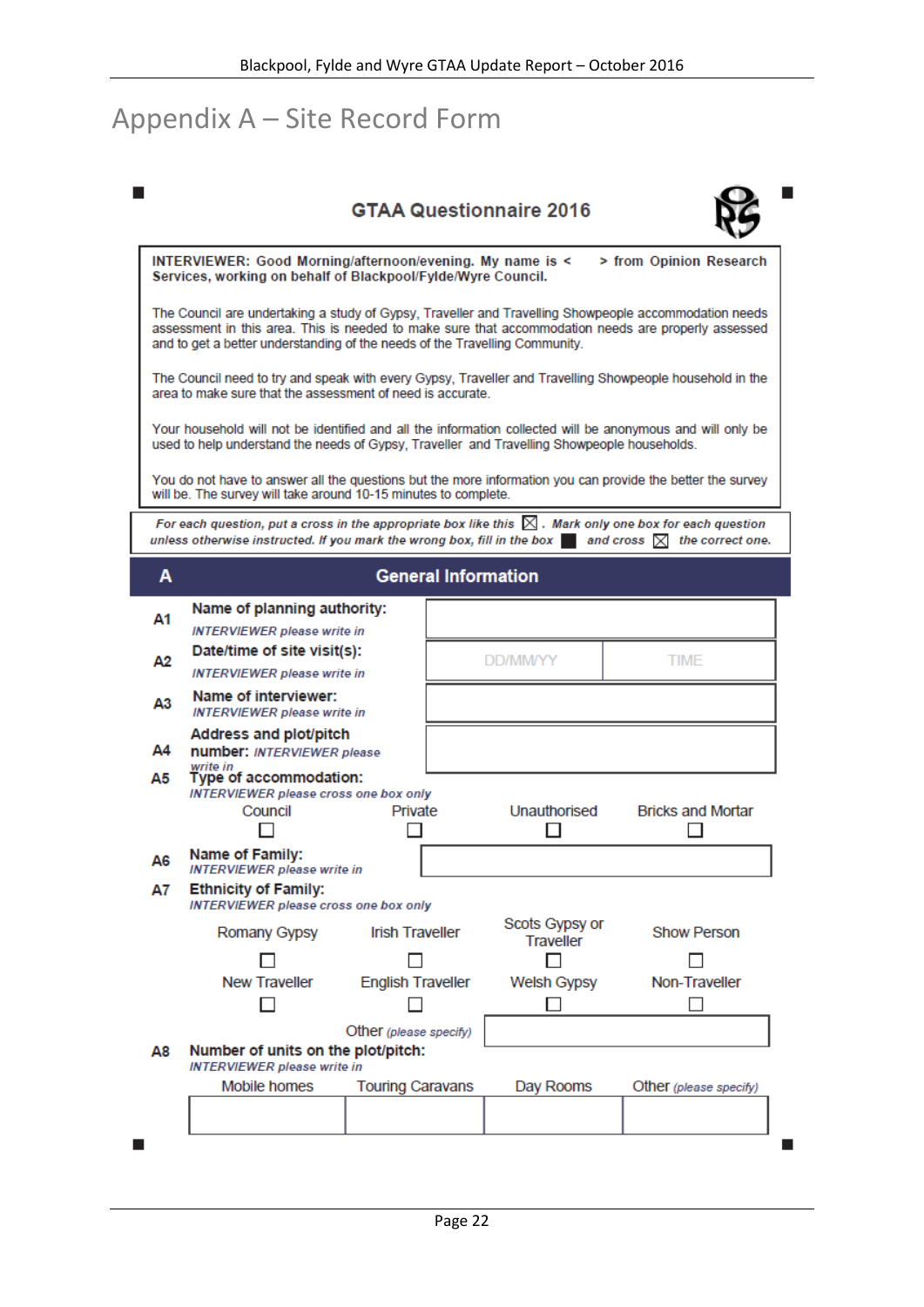# Appendix A – Site Record Form

## GTAA Questionnaire 2016

**INTERVIEWER: Good Morning/afternoon/evening. My name is < > from Opinion Research Services, working on behalf of Blackpool/Fylde/Wyre Council.**

The Council are undertaking a study of Gypsy, Traveller and Travelling Showpeople accommodation needs assessment in this area. This is needed to make sure that accommodation needs are properly assessed and to get a better understanding of the needs of the Travelling Community.

The Council need to try and speak with every Gypsy, Traveller and Travelling Showpeople household in the area to make sure that the assessment of need is accurate.

Your household will not be identified and all the information collected will be anonymous and will only be used to help understand the needs of Gypsy, Traveller and Travelling Showpeople households.

You do not have to answer all the questions but the more information you can provide the better the survey will be. The survey will take around 10-15 minutes to complete.

*For each question, put a cross in the appropriate box like this ☒. Mark only one box for each question unless otherwise instructed. If you mark the wrong box, fill in the box ■ and cross ☒ the correct one.*

### A General Information

**A1 Name of planning authority:** *INTERVIEWER please write in*

**A2 Date/time of site visit(s):** *INTERVIEWER please write in*

| DD/MM/YY | TIME |
|---|---|
| | |

**A3 Name of interviewer:** *INTERVIEWER please write in*

**A4 Address and plot/pitch number:** *INTERVIEWER please write in*

**A5 Type of accommodation:** *INTERVIEWER please cross one box only*

| Council | Private | Unauthorised | Bricks and Mortar |
|---|---|---|---|
| ☐ | ☐ | ☐ | ☐ |

**A6 Name of Family:** *INTERVIEWER please write in*

**A7 Ethnicity of Family:** *INTERVIEWER please cross one box only*

| Romany Gypsy | Irish Traveller | Scots Gypsy or Traveller | Show Person |
|---|---|---|---|
| ☐ | ☐ | ☐ | ☐ |
| **New Traveller** | **English Traveller** | **Welsh Gypsy** | **Non-Traveller** |
| ☐ | ☐ | ☐ | ☐ |

Other *(please specify)*

**A8 Number of units on the plot/pitch:** *INTERVIEWER please write in*

| Mobile homes | Touring Caravans | Day Rooms | Other *(please specify)* |
|---|---|---|---|
| | | | |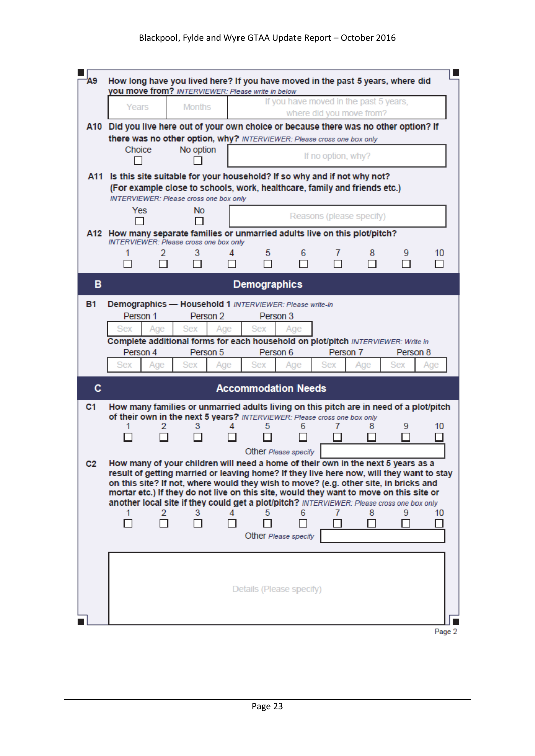**A9** How long have you lived here? If you have moved in the past 5 years, where did you move from? *INTERVIEWER: Please write in below*

| Years | Months | If you have moved in the past 5 years, where did you move from? |
|---|---|---|
| | | |

**A10** Did you live here out of your own choice or because there was no other option? If there was no other option, why? *INTERVIEWER: Please cross one box only*

Choice ☐ No option ☐ If no option, why?

**A11** Is this site suitable for your household? If so why and if not why not? (For example close to schools, work, healthcare, family and friends etc.) *INTERVIEWER: Please cross one box only*

Yes ☐ No ☐ Reasons (please specify)

**A12** How many separate families or unmarried adults live on this plot/pitch? *INTERVIEWER: Please cross one box only*

| 1 | 2 | 3 | 4 | 5 | 6 | 7 | 8 | 9 | 10 |
|---|---|---|---|---|---|---|---|---|---|
| ☐ | ☐ | ☐ | ☐ | ☐ | ☐ | ☐ | ☐ | ☐ | ☐ |

## B Demographics

**B1** Demographics — Household 1 *INTERVIEWER: Please write-in*

| Person 1 | | Person 2 | | Person 3 | |
|---|---|---|---|---|---|
| Sex | Age | Sex | Age | Sex | Age |

Complete additional forms for each household on plot/pitch *INTERVIEWER: Write in*

| Person 4 | | Person 5 | | Person 6 | | Person 7 | | Person 8 | |
|---|---|---|---|---|---|---|---|---|---|
| Sex | Age | Sex | Age | Sex | Age | Sex | Age | Sex | Age |

## C Accommodation Needs

**C1** How many families or unmarried adults living on this pitch are in need of a plot/pitch of their own in the next 5 years? *INTERVIEWER: Please cross one box only*

| 1 | 2 | 3 | 4 | 5 | 6 | 7 | 8 | 9 | 10 |
|---|---|---|---|---|---|---|---|---|---|
| ☐ | ☐ | ☐ | ☐ | ☐ | ☐ | ☐ | ☐ | ☐ | ☐ |

Other *Please specify*

**C2** How many of your children will need a home of their own in the next 5 years as a result of getting married or leaving home? If they live here now, will they want to stay on this site? If not, where would they wish to move? (e.g. other site, in bricks and mortar etc.) If they do not live on this site, would they want to move on this site or another local site if they could get a plot/pitch? *INTERVIEWER: Please cross one box only*

| 1 | 2 | 3 | 4 | 5 | 6 | 7 | 8 | 9 | 10 |
|---|---|---|---|---|---|---|---|---|---|
| ☐ | ☐ | ☐ | ☐ | ☐ | ☐ | ☐ | ☐ | ☐ | ☐ |

Other *Please specify*

Details (Please specify)

Page 2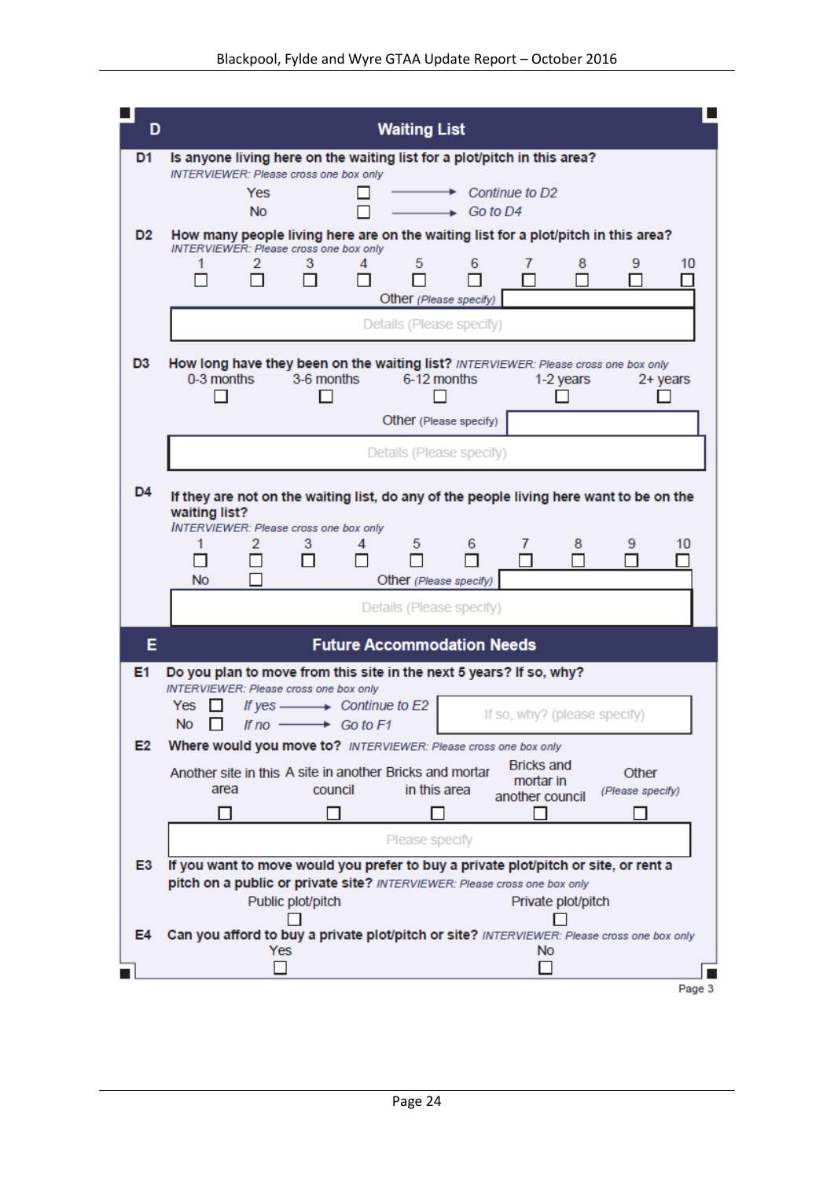## D Waiting List

**D1 Is anyone living here on the waiting list for a plot/pitch in this area?**
*INTERVIEWER: Please cross one box only*

- Yes ☐ → *Continue to D2*
- No ☐ → *Go to D4*

**D2 How many people living here are on the waiting list for a plot/pitch in this area?**
*INTERVIEWER: Please cross one box only*

| 1 | 2 | 3 | 4 | 5 | 6 | 7 | 8 | 9 | 10 |
|---|---|---|---|---|---|---|---|---|---|
| ☐ | ☐ | ☐ | ☐ | ☐ | ☐ | ☐ | ☐ | ☐ | ☐ |

Other *(Please specify)* ______

Details (Please specify) ______

**D3 How long have they been on the waiting list?** *INTERVIEWER: Please cross one box only*

| 0-3 months | 3-6 months | 6-12 months | 1-2 years | 2+ years |
|---|---|---|---|---|
| ☐ | ☐ | ☐ | ☐ | ☐ |

Other *(Please specify)* ______

Details (Please specify) ______

**D4 If they are not on the waiting list, do any of the people living here want to be on the waiting list?**
*INTERVIEWER: Please cross one box only*

| 1 | 2 | 3 | 4 | 5 | 6 | 7 | 8 | 9 | 10 |
|---|---|---|---|---|---|---|---|---|---|
| ☐ | ☐ | ☐ | ☐ | ☐ | ☐ | ☐ | ☐ | ☐ | ☐ |

No ☐ Other *(Please specify)* ______

Details (Please specify) ______

## E Future Accommodation Needs

**E1 Do you plan to move from this site in the next 5 years? If so, why?**
*INTERVIEWER: Please cross one box only*

- Yes ☐ *If yes* → *Continue to E2*
- No ☐ *If no* → *Go to F1*

If so, why? (please specify) ______

**E2 Where would you move to?** *INTERVIEWER: Please cross one box only*

| Another site in this area | A site in another council | Bricks and mortar in this area | Bricks and mortar in another council | Other *(Please specify)* |
|---|---|---|---|---|
| ☐ | ☐ | ☐ | ☐ | ☐ |

Please specify ______

**E3 If you want to move would you prefer to buy a private plot/pitch or site, or rent a pitch on a public or private site?** *INTERVIEWER: Please cross one box only*

| Public plot/pitch | Private plot/pitch |
|---|---|
| ☐ | ☐ |

**E4 Can you afford to buy a private plot/pitch or site?** *INTERVIEWER: Please cross one box only*

| Yes | No |
|---|---|
| ☐ | ☐ |

Page 3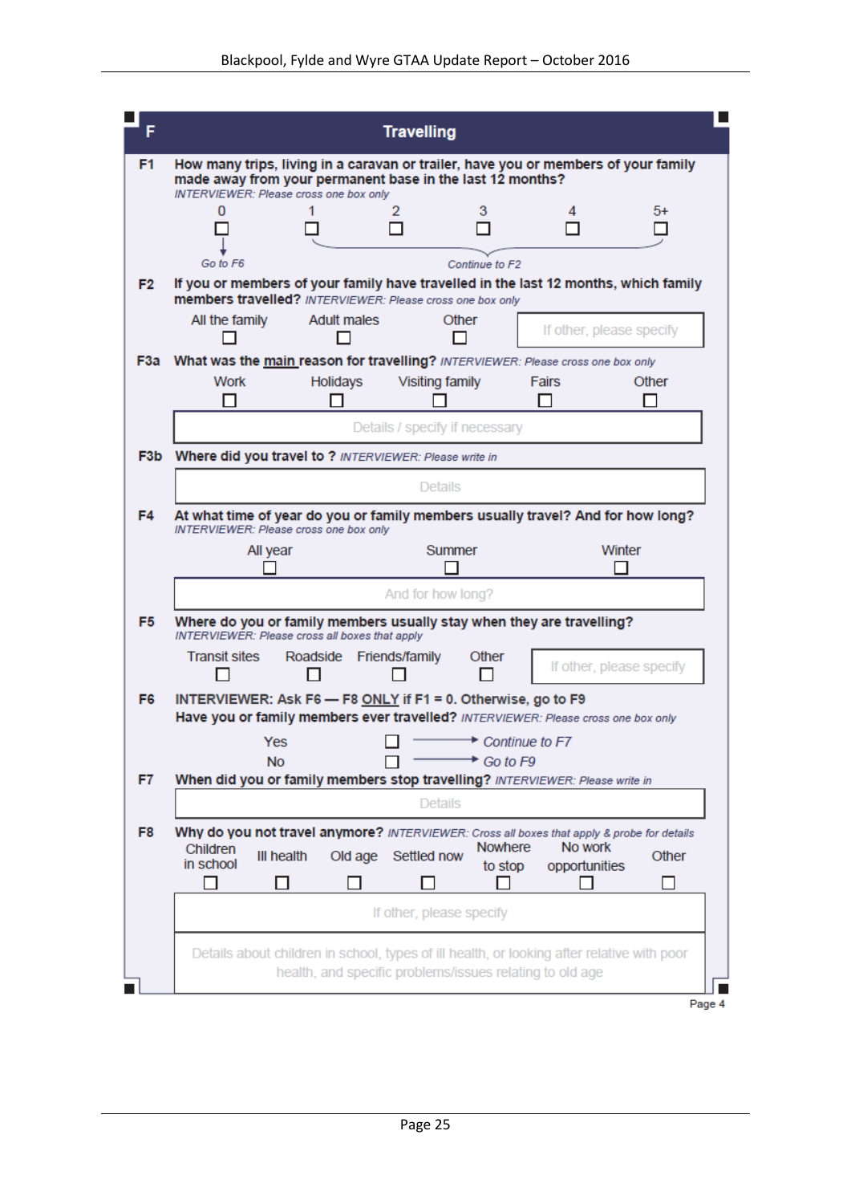## F Travelling

**F1** **How many trips, living in a caravan or trailer, have you or members of your family made away from your permanent base in the last 12 months?**
*INTERVIEWER: Please cross one box only*

| 0 | 1 | 2 | 3 | 4 | 5+ |
|---|---|---|---|---|---|
| ☐ | ☐ | ☐ | ☐ | ☐ | ☐ |
| *Go to F6* | *Continue to F2* | | | | |

**F2** **If you or members of your family have travelled in the last 12 months, which family members travelled?** *INTERVIEWER: Please cross one box only*

All the family ☐ Adult males ☐ Other ☐ [If other, please specify]

**F3a** **What was the main reason for travelling?** *INTERVIEWER: Please cross one box only*

Work ☐ Holidays ☐ Visiting family ☐ Fairs ☐ Other ☐

[Details / specify if necessary]

**F3b** **Where did you travel to ?** *INTERVIEWER: Please write in*

[Details]

**F4** **At what time of year do you or family members usually travel? And for how long?**
*INTERVIEWER: Please cross one box only*

All year ☐ Summer ☐ Winter ☐

[And for how long?]

**F5** **Where do you or family members usually stay when they are travelling?**
*INTERVIEWER: Please cross all boxes that apply*

Transit sites ☐ Roadside ☐ Friends/family ☐ Other ☐ [If other, please specify]

**F6** **INTERVIEWER: Ask F6 — F8 ONLY if F1 = 0. Otherwise, go to F9**
**Have you or family members ever travelled?** *INTERVIEWER: Please cross one box only*

Yes ☐ → *Continue to F7*
No ☐ → *Go to F9*

**F7** **When did you or family members stop travelling?** *INTERVIEWER: Please write in*

[Details]

**F8** **Why do you not travel anymore?** *INTERVIEWER: Cross all boxes that apply & probe for details*

Children in school ☐ Ill health ☐ Old age ☐ Settled now ☐ Nowhere to stop ☐ No work opportunities ☐ Other ☐

[If other, please specify]

[Details about children in school, types of ill health, or looking after relative with poor health, and specific problems/issues relating to old age]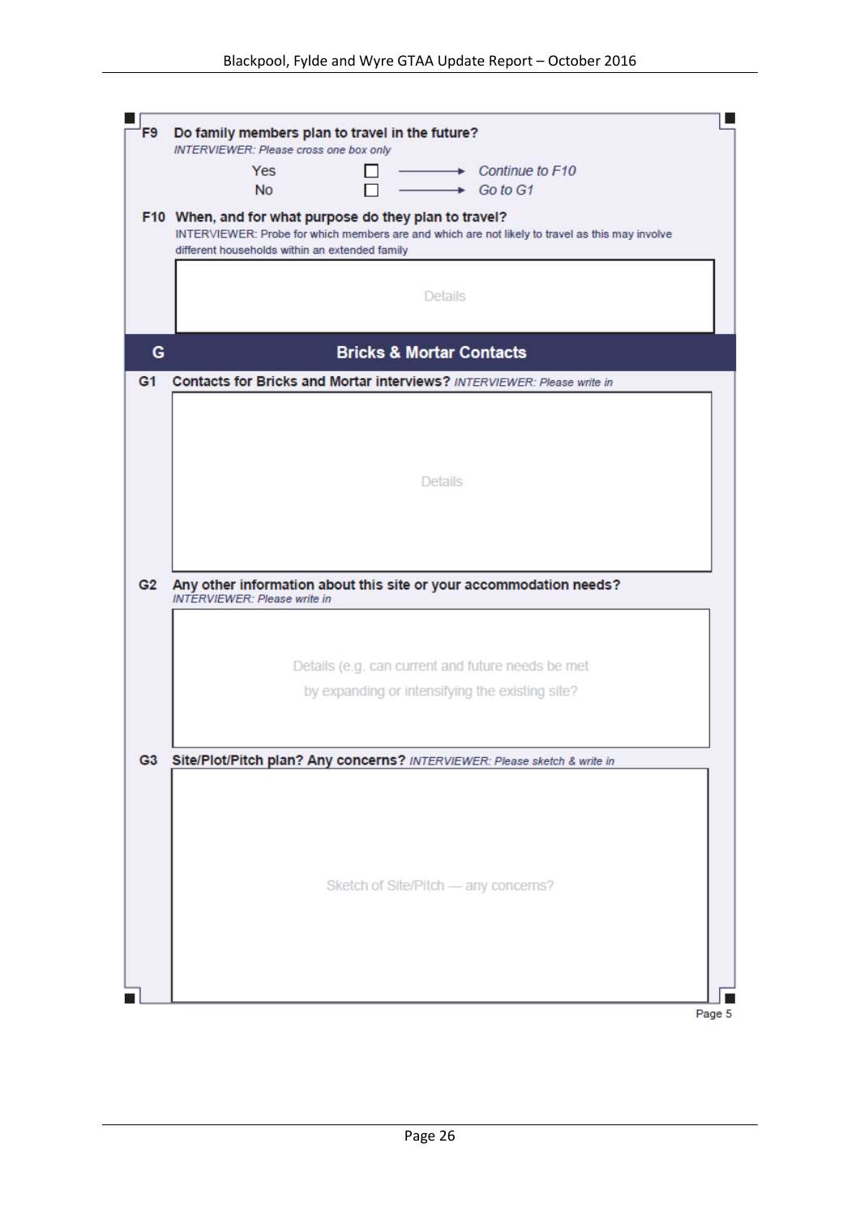**F9 Do family members plan to travel in the future?**
*INTERVIEWER: Please cross one box only*

- Yes ☐ → *Continue to F10*
- No ☐ → *Go to G1*

**F10 When, and for what purpose do they plan to travel?**
INTERVIEWER: Probe for which members are and which are not likely to travel as this may involve different households within an extended family

Details

## G Bricks & Mortar Contacts

**G1 Contacts for Bricks and Mortar interviews?** *INTERVIEWER: Please write in*

Details

**G2 Any other information about this site or your accommodation needs?**
*INTERVIEWER: Please write in*

Details (e.g. can current and future needs be met by expanding or intensifying the existing site?

**G3 Site/Plot/Pitch plan? Any concerns?** *INTERVIEWER: Please sketch & write in*

Sketch of Site/Pitch — any concerns?

Page 5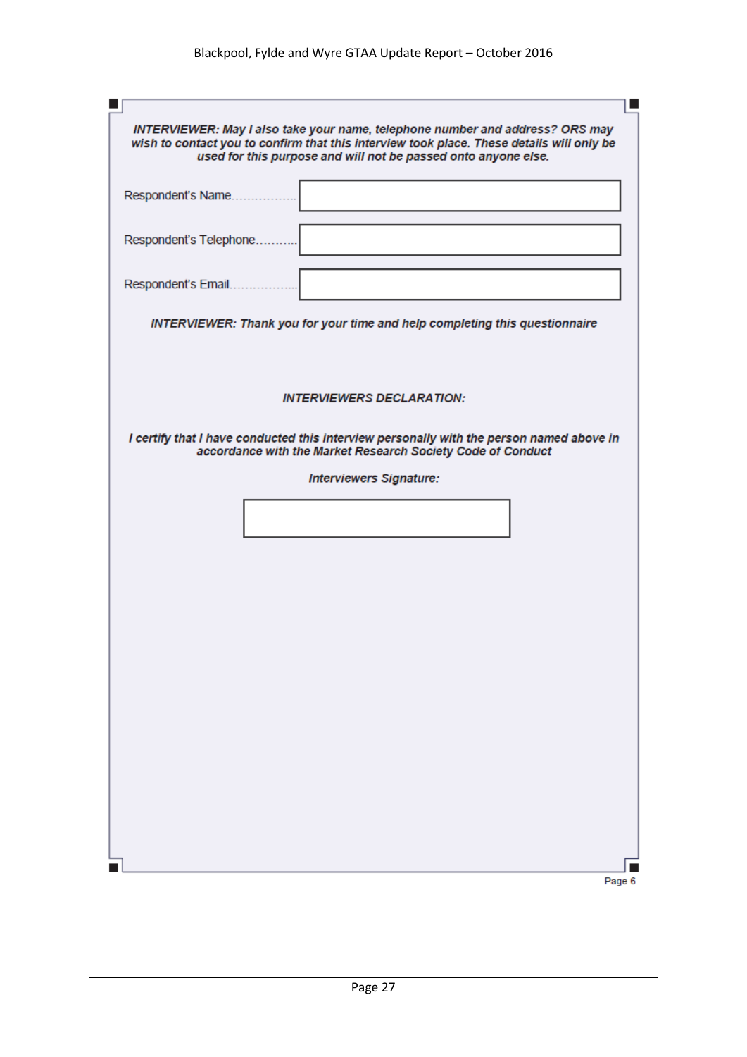***INTERVIEWER: May I also take your name, telephone number and address? ORS may wish to contact you to confirm that this interview took place. These details will only be used for this purpose and will not be passed onto anyone else.***

Respondent's Name................

Respondent's Telephone...........

Respondent's Email.................

***INTERVIEWER: Thank you for your time and help completing this questionnaire***

***INTERVIEWERS DECLARATION:***

***I certify that I have conducted this interview personally with the person named above in accordance with the Market Research Society Code of Conduct***

***Interviewers Signature:***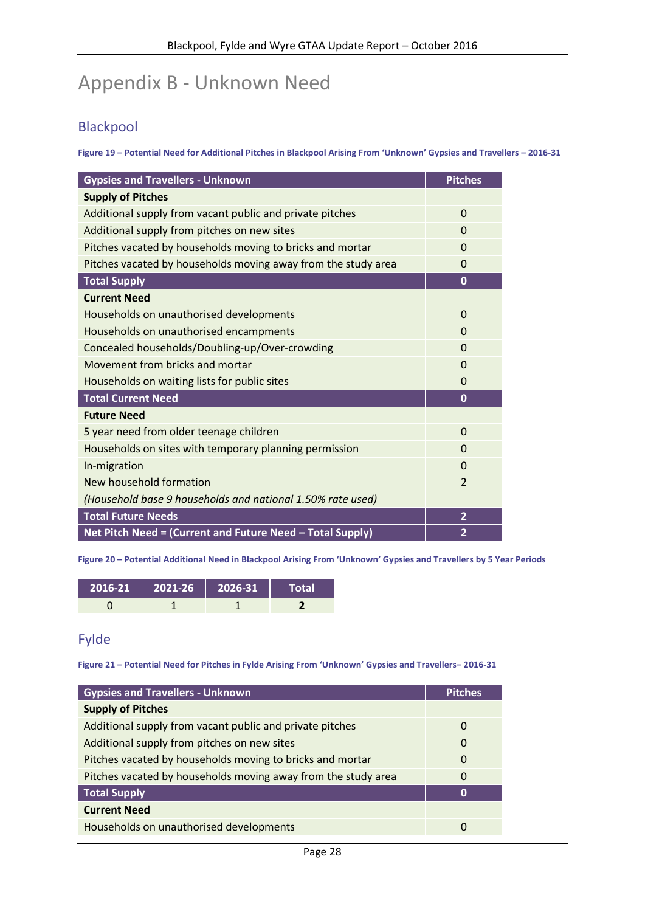# Appendix B - Unknown Need

## Blackpool

**Figure 19 – Potential Need for Additional Pitches in Blackpool Arising From 'Unknown' Gypsies and Travellers – 2016-31**

| Gypsies and Travellers - Unknown | Pitches |
|---|---|
| **Supply of Pitches** | |
| Additional supply from vacant public and private pitches | 0 |
| Additional supply from pitches on new sites | 0 |
| Pitches vacated by households moving to bricks and mortar | 0 |
| Pitches vacated by households moving away from the study area | 0 |
| **Total Supply** | **0** |
| **Current Need** | |
| Households on unauthorised developments | 0 |
| Households on unauthorised encampments | 0 |
| Concealed households/Doubling-up/Over-crowding | 0 |
| Movement from bricks and mortar | 0 |
| Households on waiting lists for public sites | 0 |
| **Total Current Need** | **0** |
| **Future Need** | |
| 5 year need from older teenage children | 0 |
| Households on sites with temporary planning permission | 0 |
| In-migration | 0 |
| New household formation | 2 |
| *(Household base 9 households and national 1.50% rate used)* | |
| **Total Future Needs** | **2** |
| **Net Pitch Need = (Current and Future Need – Total Supply)** | **2** |

**Figure 20 – Potential Additional Need in Blackpool Arising From 'Unknown' Gypsies and Travellers by 5 Year Periods**

| 2016-21 | 2021-26 | 2026-31 | Total |
|---|---|---|---|
| 0 | 1 | 1 | **2** |

## Fylde

**Figure 21 – Potential Need for Pitches in Fylde Arising From 'Unknown' Gypsies and Travellers– 2016-31**

| Gypsies and Travellers - Unknown | Pitches |
|---|---|
| **Supply of Pitches** | |
| Additional supply from vacant public and private pitches | 0 |
| Additional supply from pitches on new sites | 0 |
| Pitches vacated by households moving to bricks and mortar | 0 |
| Pitches vacated by households moving away from the study area | 0 |
| **Total Supply** | **0** |
| **Current Need** | |
| Households on unauthorised developments | 0 |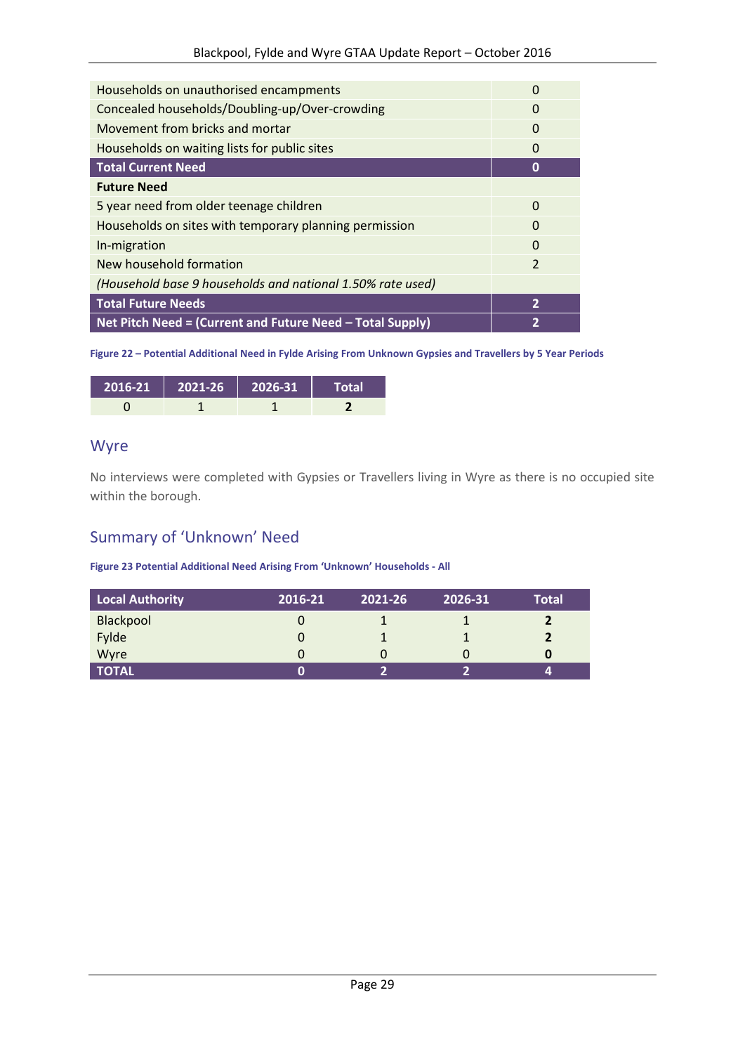| | |
|---|---|
| Households on unauthorised encampments | 0 |
| Concealed households/Doubling-up/Over-crowding | 0 |
| Movement from bricks and mortar | 0 |
| Households on waiting lists for public sites | 0 |
| **Total Current Need** | **0** |
| **Future Need** | |
| 5 year need from older teenage children | 0 |
| Households on sites with temporary planning permission | 0 |
| In-migration | 0 |
| New household formation | 2 |
| *(Household base 9 households and national 1.50% rate used)* | |
| **Total Future Needs** | **2** |
| **Net Pitch Need = (Current and Future Need – Total Supply)** | **2** |

**Figure 22 – Potential Additional Need in Fylde Arising From Unknown Gypsies and Travellers by 5 Year Periods**

| 2016-21 | 2021-26 | 2026-31 | Total |
|---|---|---|---|
| 0 | 1 | 1 | **2** |

## Wyre

No interviews were completed with Gypsies or Travellers living in Wyre as there is no occupied site within the borough.

## Summary of 'Unknown' Need

**Figure 23 Potential Additional Need Arising From 'Unknown' Households - All**

| Local Authority | 2016-21 | 2021-26 | 2026-31 | Total |
|---|---|---|---|---|
| Blackpool | 0 | 1 | 1 | **2** |
| Fylde | 0 | 1 | 1 | **2** |
| Wyre | 0 | 0 | 0 | **0** |
| **TOTAL** | **0** | **2** | **2** | **4** |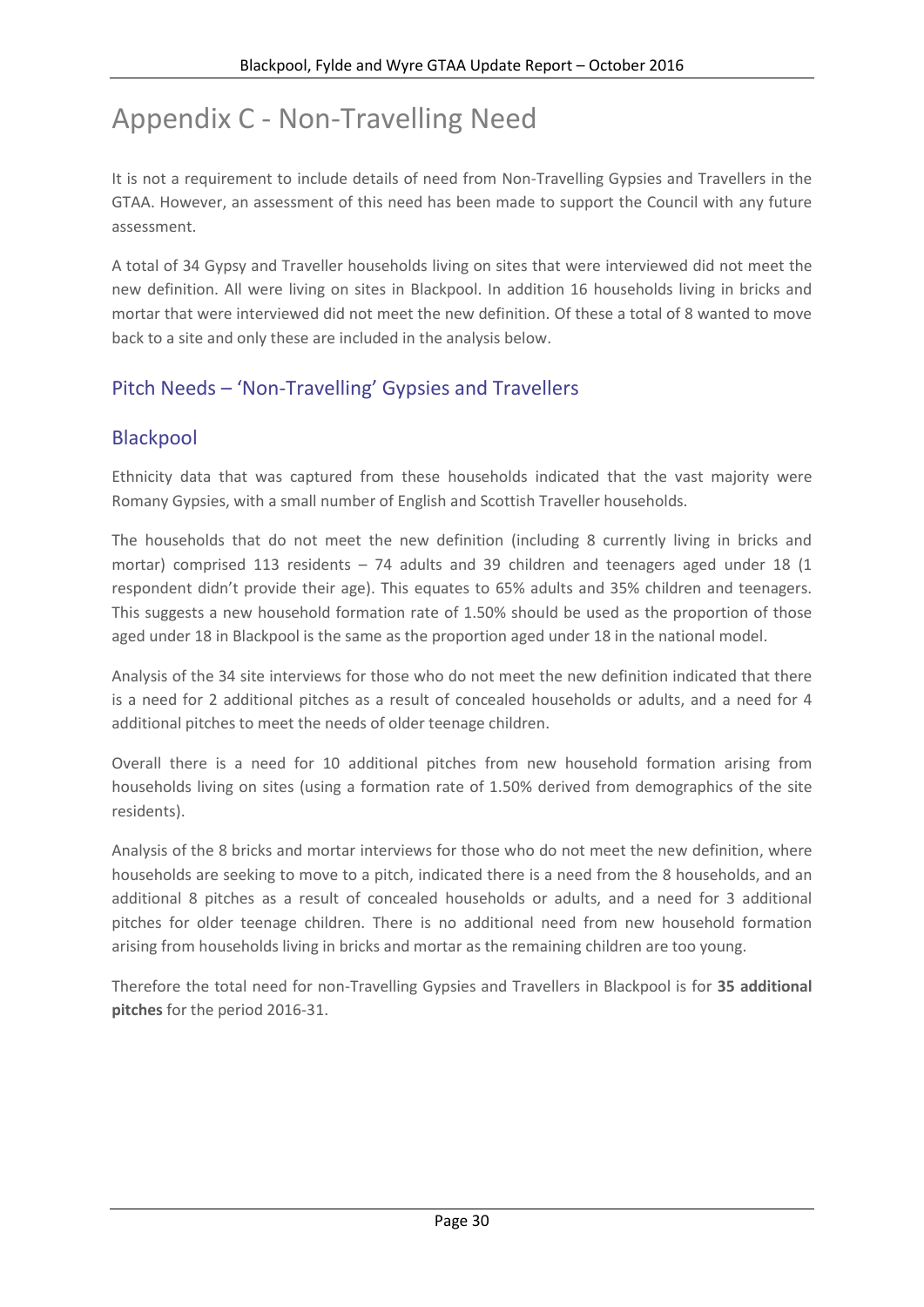# Appendix C - Non-Travelling Need

It is not a requirement to include details of need from Non-Travelling Gypsies and Travellers in the GTAA. However, an assessment of this need has been made to support the Council with any future assessment.

A total of 34 Gypsy and Traveller households living on sites that were interviewed did not meet the new definition. All were living on sites in Blackpool. In addition 16 households living in bricks and mortar that were interviewed did not meet the new definition. Of these a total of 8 wanted to move back to a site and only these are included in the analysis below.

## Pitch Needs – 'Non-Travelling' Gypsies and Travellers

## Blackpool

Ethnicity data that was captured from these households indicated that the vast majority were Romany Gypsies, with a small number of English and Scottish Traveller households.

The households that do not meet the new definition (including 8 currently living in bricks and mortar) comprised 113 residents – 74 adults and 39 children and teenagers aged under 18 (1 respondent didn't provide their age). This equates to 65% adults and 35% children and teenagers. This suggests a new household formation rate of 1.50% should be used as the proportion of those aged under 18 in Blackpool is the same as the proportion aged under 18 in the national model.

Analysis of the 34 site interviews for those who do not meet the new definition indicated that there is a need for 2 additional pitches as a result of concealed households or adults, and a need for 4 additional pitches to meet the needs of older teenage children.

Overall there is a need for 10 additional pitches from new household formation arising from households living on sites (using a formation rate of 1.50% derived from demographics of the site residents).

Analysis of the 8 bricks and mortar interviews for those who do not meet the new definition, where households are seeking to move to a pitch, indicated there is a need from the 8 households, and an additional 8 pitches as a result of concealed households or adults, and a need for 3 additional pitches for older teenage children. There is no additional need from new household formation arising from households living in bricks and mortar as the remaining children are too young.

Therefore the total need for non-Travelling Gypsies and Travellers in Blackpool is for **35 additional pitches** for the period 2016-31.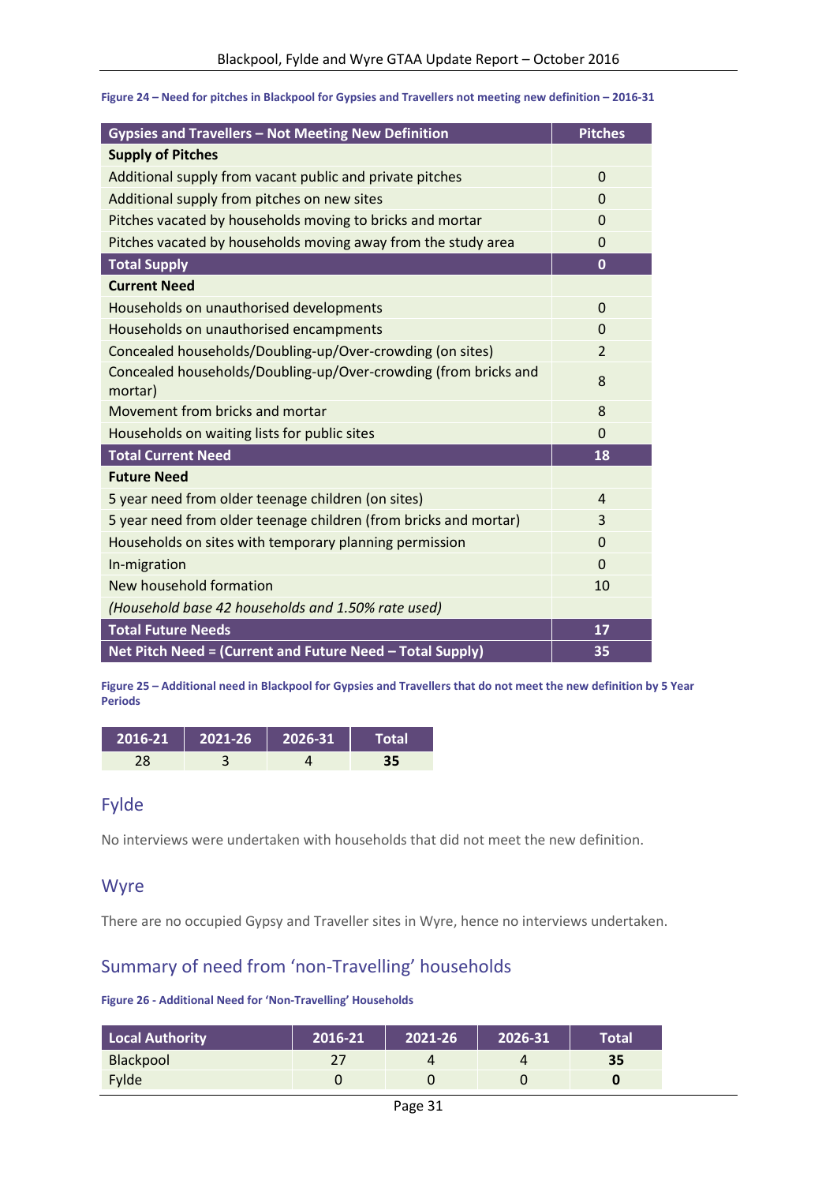**Figure 24 – Need for pitches in Blackpool for Gypsies and Travellers not meeting new definition – 2016-31**

| Gypsies and Travellers – Not Meeting New Definition | Pitches |
|---|---|
| **Supply of Pitches** | |
| Additional supply from vacant public and private pitches | 0 |
| Additional supply from pitches on new sites | 0 |
| Pitches vacated by households moving to bricks and mortar | 0 |
| Pitches vacated by households moving away from the study area | 0 |
| **Total Supply** | **0** |
| **Current Need** | |
| Households on unauthorised developments | 0 |
| Households on unauthorised encampments | 0 |
| Concealed households/Doubling-up/Over-crowding (on sites) | 2 |
| Concealed households/Doubling-up/Over-crowding (from bricks and mortar) | 8 |
| Movement from bricks and mortar | 8 |
| Households on waiting lists for public sites | 0 |
| **Total Current Need** | **18** |
| **Future Need** | |
| 5 year need from older teenage children (on sites) | 4 |
| 5 year need from older teenage children (from bricks and mortar) | 3 |
| Households on sites with temporary planning permission | 0 |
| In-migration | 0 |
| New household formation | 10 |
| *(Household base 42 households and 1.50% rate used)* | |
| **Total Future Needs** | **17** |
| **Net Pitch Need = (Current and Future Need – Total Supply)** | **35** |

**Figure 25 – Additional need in Blackpool for Gypsies and Travellers that do not meet the new definition by 5 Year Periods**

| 2016-21 | 2021-26 | 2026-31 | Total |
|---|---|---|---|
| 28 | 3 | 4 | **35** |

## Fylde

No interviews were undertaken with households that did not meet the new definition.

## Wyre

There are no occupied Gypsy and Traveller sites in Wyre, hence no interviews undertaken.

## Summary of need from 'non-Travelling' households

**Figure 26 - Additional Need for 'Non-Travelling' Households**

| Local Authority | 2016-21 | 2021-26 | 2026-31 | Total |
|---|---|---|---|---|
| Blackpool | 27 | 4 | 4 | **35** |
| Fylde | 0 | 0 | 0 | **0** |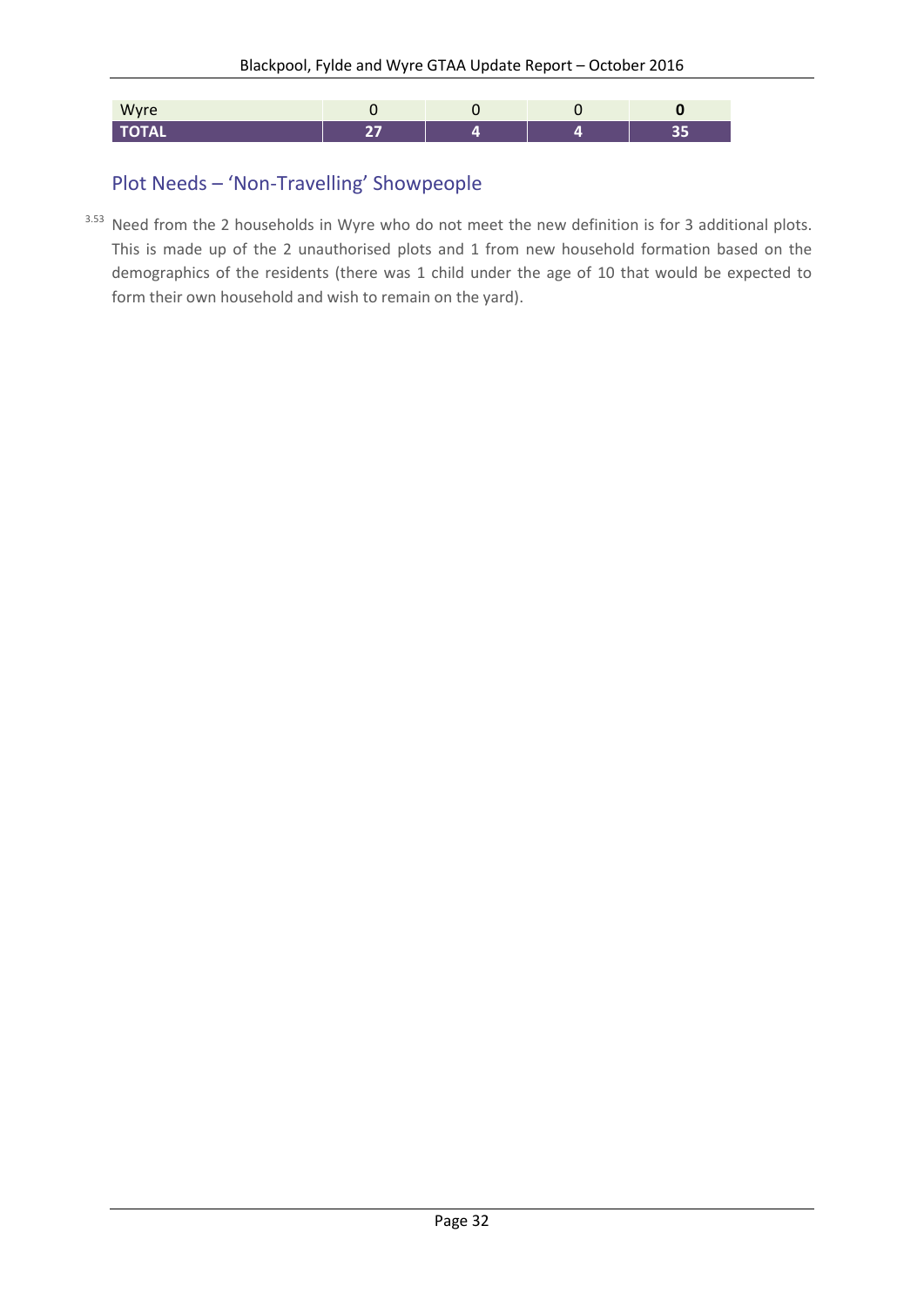| | | | | |
|---|---|---|---|---|
| Wyre | 0 | 0 | 0 | **0** |
| **TOTAL** | **27** | **4** | **4** | **35** |

## Plot Needs – 'Non-Travelling' Showpeople

3.53 Need from the 2 households in Wyre who do not meet the new definition is for 3 additional plots. This is made up of the 2 unauthorised plots and 1 from new household formation based on the demographics of the residents (there was 1 child under the age of 10 that would be expected to form their own household and wish to remain on the yard).